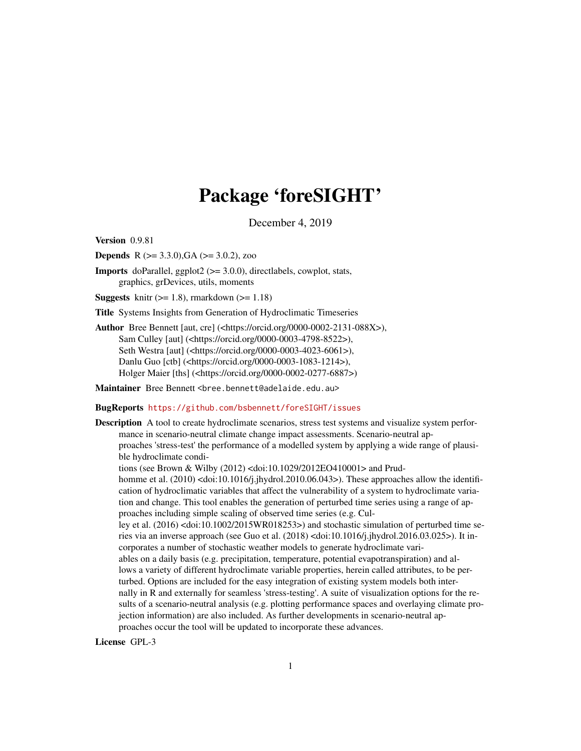# Package 'foreSIGHT'

December 4, 2019

**Version** 0.9.81

**Depends** R (>= 3.3.0),GA (>= 3.0.2), zoo

**Imports** doParallel, ggplot2 (>= 3.0.0), directlabels, cowplot, stats, graphics, grDevices, utils, moments

**Suggests** knitr (>= 1.8), rmarkdown (>= 1.18)

**Title** Systems Insights from Generation of Hydroclimatic Timeseries

**Author** Bree Bennett [aut, cre] (<https://orcid.org/0000-0002-2131-088X>), Sam Culley [aut] (<https://orcid.org/0000-0003-4798-8522>), Seth Westra [aut] (<https://orcid.org/0000-0003-4023-6061>), Danlu Guo [ctb] (<https://orcid.org/0000-0003-1083-1214>), Holger Maier [ths] (<https://orcid.org/0000-0002-0277-6887>)

**Maintainer** Bree Bennett <bree.bennett@adelaide.edu.au>

**BugReports** https://github.com/bsbennett/foreSIGHT/issues

**Description** A tool to create hydroclimate scenarios, stress test systems and visualize system performance in scenario-neutral climate change impact assessments. Scenario-neutral approaches 'stress-test' the performance of a modelled system by applying a wide range of plausible hydroclimate conditions (see Brown & Wilby (2012) <doi:10.1029/2012EO410001> and Prudhomme et al. (2010) <doi:10.1016/j.jhydrol.2010.06.043>). These approaches allow the identification of hydroclimatic variables that affect the vulnerability of a system to hydroclimate variation and change. This tool enables the generation of perturbed time series using a range of approaches including simple scaling of observed time series (e.g. Culley et al. (2016) <doi:10.1002/2015WR018253>) and stochastic simulation of perturbed time series via an inverse approach (see Guo et al. (2018) <doi:10.1016/j.jhydrol.2016.03.025>). It incorporates a number of stochastic weather models to generate hydroclimate variables on a daily basis (e.g. precipitation, temperature, potential evapotranspiration) and allows a variety of different hydroclimate variable properties, herein called attributes, to be perturbed. Options are included for the easy integration of existing system models both internally in R and externally for seamless 'stress-testing'. A suite of visualization options for the results of a scenario-neutral analysis (e.g. plotting performance spaces and overlaying climate projection information) are also included. As further developments in scenario-neutral approaches occur the tool will be updated to incorporate these advances.

**License** GPL-3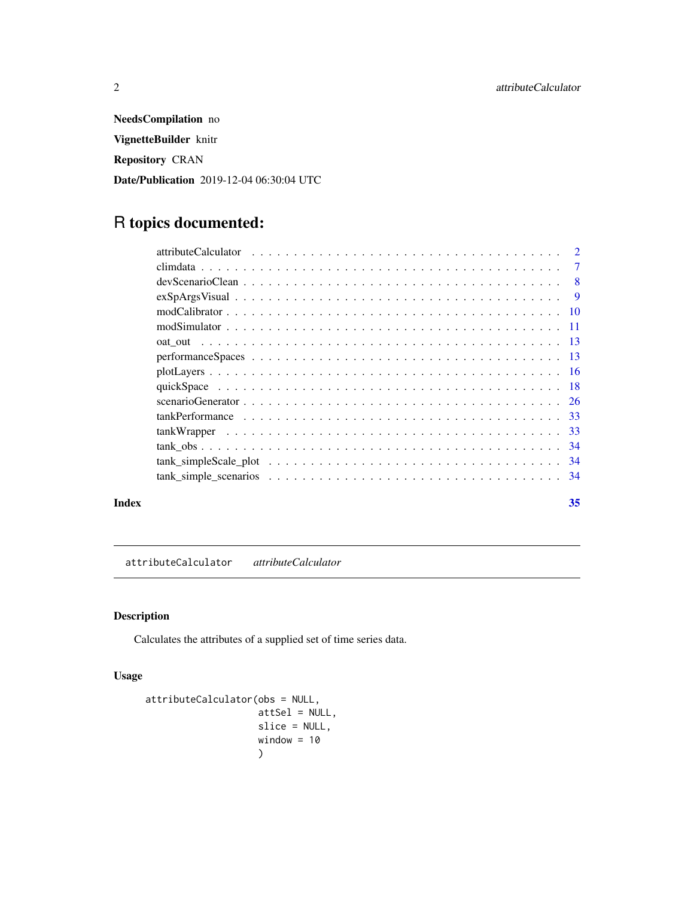**NeedsCompilation** no

**VignetteBuilder** knitr

**Repository** CRAN

**Date/Publication** 2019-12-04 06:30:04 UTC

# R topics documented:

- attributeCalculator . . . . . . . . . . . . . . . . . . . . . . . . . . . . . . . . . . . . 2
- climdata . . . . . . . . . . . . . . . . . . . . . . . . . . . . . . . . . . . . . . . . . 7
- devScenarioClean . . . . . . . . . . . . . . . . . . . . . . . . . . . . . . . . . . . . 8
- exSpArgsVisual . . . . . . . . . . . . . . . . . . . . . . . . . . . . . . . . . . . . . 9
- modCalibrator . . . . . . . . . . . . . . . . . . . . . . . . . . . . . . . . . . . . . . 10
- modSimulator . . . . . . . . . . . . . . . . . . . . . . . . . . . . . . . . . . . . . . 11
- oat_out . . . . . . . . . . . . . . . . . . . . . . . . . . . . . . . . . . . . . . . . . 13
- performanceSpaces . . . . . . . . . . . . . . . . . . . . . . . . . . . . . . . . . . . 13
- plotLayers . . . . . . . . . . . . . . . . . . . . . . . . . . . . . . . . . . . . . . . 16
- quickSpace . . . . . . . . . . . . . . . . . . . . . . . . . . . . . . . . . . . . . . . 18
- scenarioGenerator . . . . . . . . . . . . . . . . . . . . . . . . . . . . . . . . . . . 26
- tankPerformance . . . . . . . . . . . . . . . . . . . . . . . . . . . . . . . . . . . . 33
- tankWrapper . . . . . . . . . . . . . . . . . . . . . . . . . . . . . . . . . . . . . . 33
- tank_obs . . . . . . . . . . . . . . . . . . . . . . . . . . . . . . . . . . . . . . . . 34
- tank_simpleScale_plot . . . . . . . . . . . . . . . . . . . . . . . . . . . . . . . . . 34
- tank_simple_scenarios . . . . . . . . . . . . . . . . . . . . . . . . . . . . . . . . . 34

**Index** 35

---

## attributeCalculator *attributeCalculator*

---

### Description

Calculates the attributes of a supplied set of time series data.

### Usage

```
attributeCalculator(obs = NULL,
                    attSel = NULL,
                    slice = NULL,
                    window = 10
                    )
```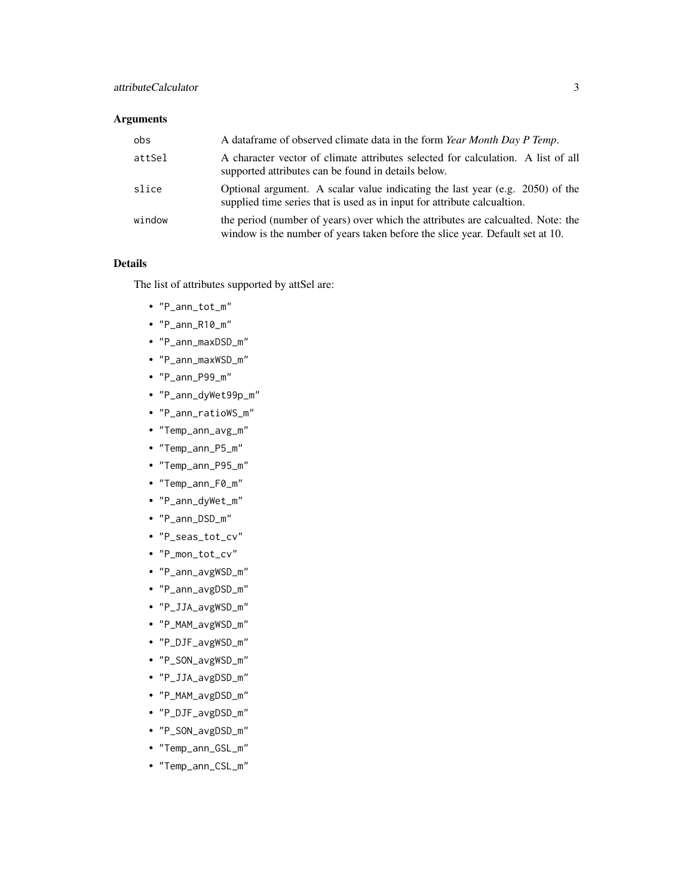## Arguments

| | |
|---|---|
| obs | A dataframe of observed climate data in the form *Year Month Day P Temp*. |
| attSel | A character vector of climate attributes selected for calculation. A list of all supported attributes can be found in details below. |
| slice | Optional argument. A scalar value indicating the last year (e.g. 2050) of the supplied time series that is used as in input for attribute calcualtion. |
| window | the period (number of years) over which the attributes are calcualted. Note: the window is the number of years taken before the slice year. Default set at 10. |

## Details

The list of attributes supported by attSel are:

- "P_ann_tot_m"
- "P_ann_R10_m"
- "P_ann_maxDSD_m"
- "P_ann_maxWSD_m"
- "P_ann_P99_m"
- "P_ann_dyWet99p_m"
- "P_ann_ratioWS_m"
- "Temp_ann_avg_m"
- "Temp_ann_P5_m"
- "Temp_ann_P95_m"
- "Temp_ann_F0_m"
- "P_ann_dyWet_m"
- "P_ann_DSD_m"
- "P_seas_tot_cv"
- "P_mon_tot_cv"
- "P_ann_avgWSD_m"
- "P_ann_avgDSD_m"
- "P_JJA_avgWSD_m"
- "P_MAM_avgWSD_m"
- "P_DJF_avgWSD_m"
- "P_SON_avgWSD_m"
- "P_JJA_avgDSD_m"
- "P_MAM_avgDSD_m"
- "P_DJF_avgDSD_m"
- "P_SON_avgDSD_m"
- "Temp_ann_GSL_m"
- "Temp_ann_CSL_m"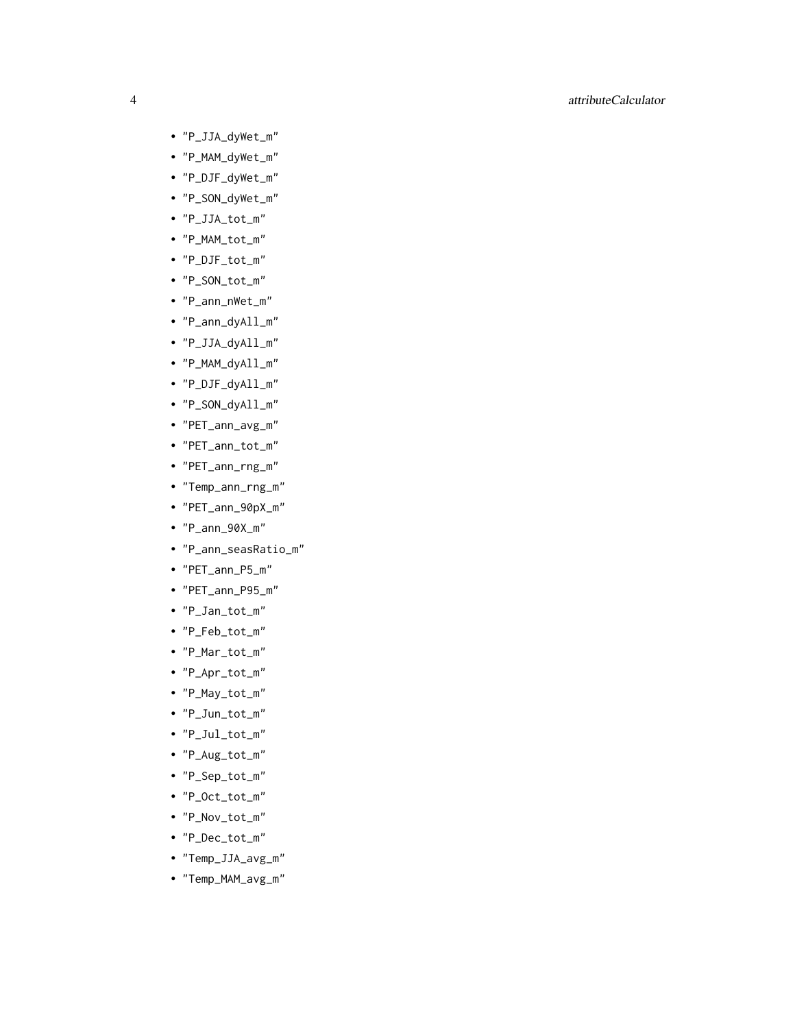- "P_JJA_dyWet_m"
- "P_MAM_dyWet_m"
- "P_DJF_dyWet_m"
- "P_SON_dyWet_m"
- "P_JJA_tot_m"
- "P_MAM_tot_m"
- "P_DJF_tot_m"
- "P_SON_tot_m"
- "P_ann_nWet_m"
- "P_ann_dyAll_m"
- "P_JJA_dyAll_m"
- "P_MAM_dyAll_m"
- "P_DJF_dyAll_m"
- "P_SON_dyAll_m"
- "PET_ann_avg_m"
- "PET_ann_tot_m"
- "PET_ann_rng_m"
- "Temp_ann_rng_m"
- "PET_ann_90pX_m"
- "P_ann_90X_m"
- "P_ann_seasRatio_m"
- "PET_ann_P5_m"
- "PET_ann_P95_m"
- "P_Jan_tot_m"
- "P_Feb_tot_m"
- "P_Mar_tot_m"
- "P_Apr_tot_m"
- "P_May_tot_m"
- "P_Jun_tot_m"
- "P_Jul_tot_m"
- "P_Aug_tot_m"
- "P_Sep_tot_m"
- "P_Oct_tot_m"
- "P_Nov_tot_m"
- "P_Dec_tot_m"
- "Temp_JJA_avg_m"
- "Temp_MAM_avg_m"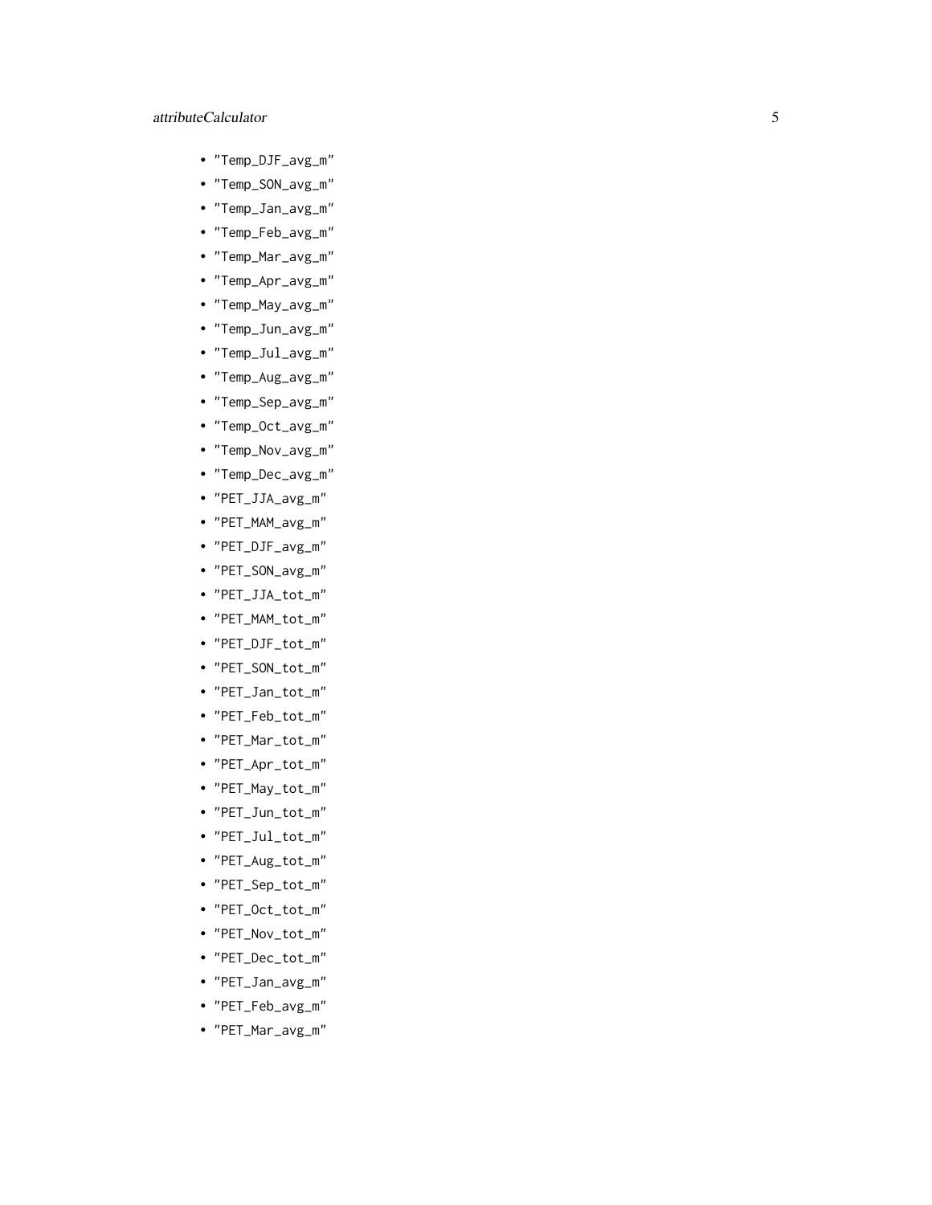- "Temp_DJF_avg_m"
- "Temp_SON_avg_m"
- "Temp_Jan_avg_m"
- "Temp_Feb_avg_m"
- "Temp_Mar_avg_m"
- "Temp_Apr_avg_m"
- "Temp_May_avg_m"
- "Temp_Jun_avg_m"
- "Temp_Jul_avg_m"
- "Temp_Aug_avg_m"
- "Temp_Sep_avg_m"
- "Temp_Oct_avg_m"
- "Temp_Nov_avg_m"
- "Temp_Dec_avg_m"
- "PET_JJA_avg_m"
- "PET_MAM_avg_m"
- "PET_DJF_avg_m"
- "PET_SON_avg_m"
- "PET_JJA_tot_m"
- "PET_MAM_tot_m"
- "PET_DJF_tot_m"
- "PET_SON_tot_m"
- "PET_Jan_tot_m"
- "PET_Feb_tot_m"
- "PET_Mar_tot_m"
- "PET_Apr_tot_m"
- "PET_May_tot_m"
- "PET_Jun_tot_m"
- "PET_Jul_tot_m"
- "PET_Aug_tot_m"
- "PET_Sep_tot_m"
- "PET_Oct_tot_m"
- "PET_Nov_tot_m"
- "PET_Dec_tot_m"
- "PET_Jan_avg_m"
- "PET_Feb_avg_m"
- "PET_Mar_avg_m"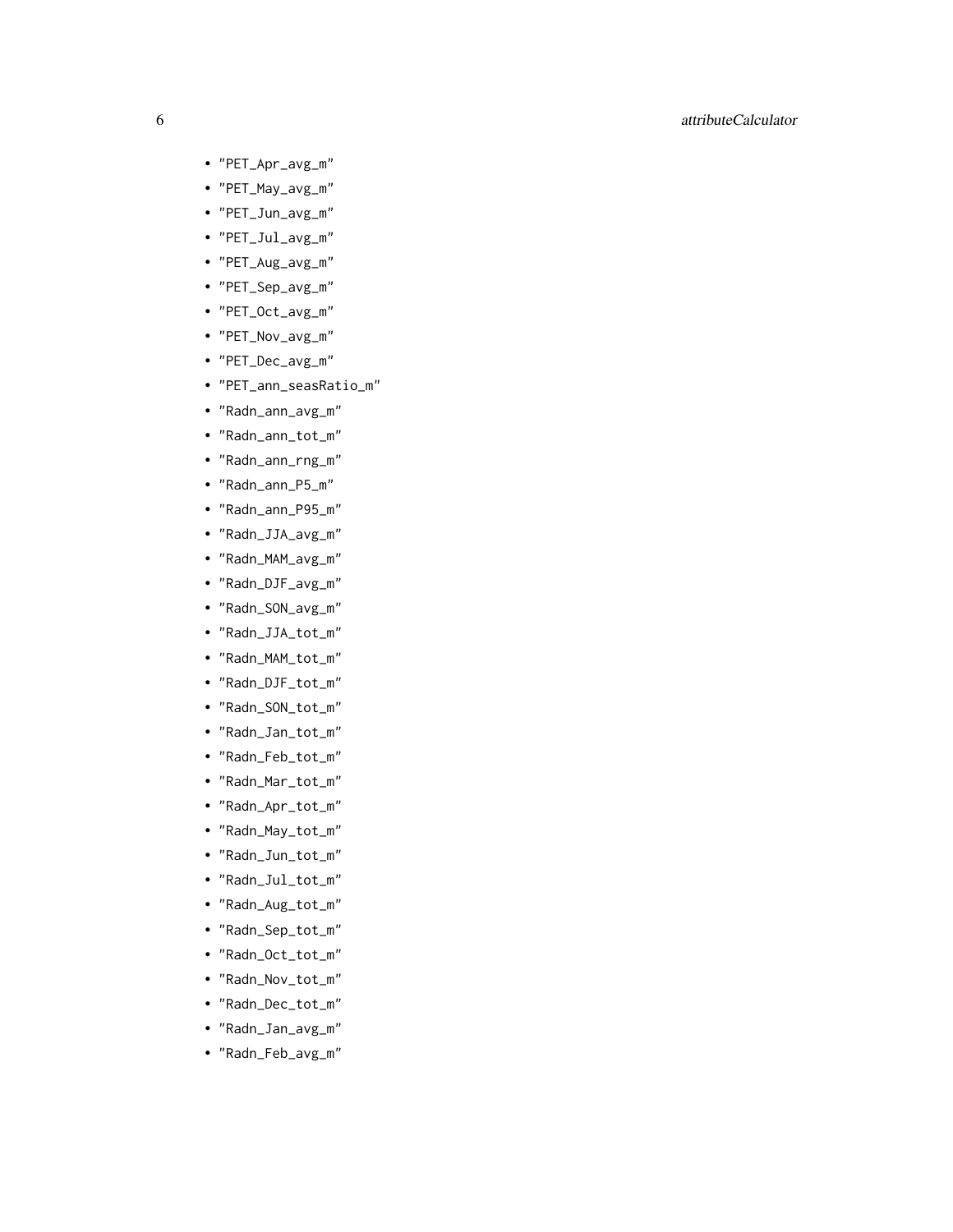- "PET_Apr_avg_m"
- "PET_May_avg_m"
- "PET_Jun_avg_m"
- "PET_Jul_avg_m"
- "PET_Aug_avg_m"
- "PET_Sep_avg_m"
- "PET_Oct_avg_m"
- "PET_Nov_avg_m"
- "PET_Dec_avg_m"
- "PET_ann_seasRatio_m"
- "Radn_ann_avg_m"
- "Radn_ann_tot_m"
- "Radn_ann_rng_m"
- "Radn_ann_P5_m"
- "Radn_ann_P95_m"
- "Radn_JJA_avg_m"
- "Radn_MAM_avg_m"
- "Radn_DJF_avg_m"
- "Radn_SON_avg_m"
- "Radn_JJA_tot_m"
- "Radn_MAM_tot_m"
- "Radn_DJF_tot_m"
- "Radn_SON_tot_m"
- "Radn_Jan_tot_m"
- "Radn_Feb_tot_m"
- "Radn_Mar_tot_m"
- "Radn_Apr_tot_m"
- "Radn_May_tot_m"
- "Radn_Jun_tot_m"
- "Radn_Jul_tot_m"
- "Radn_Aug_tot_m"
- "Radn_Sep_tot_m"
- "Radn_Oct_tot_m"
- "Radn_Nov_tot_m"
- "Radn_Dec_tot_m"
- "Radn_Jan_avg_m"
- "Radn_Feb_avg_m"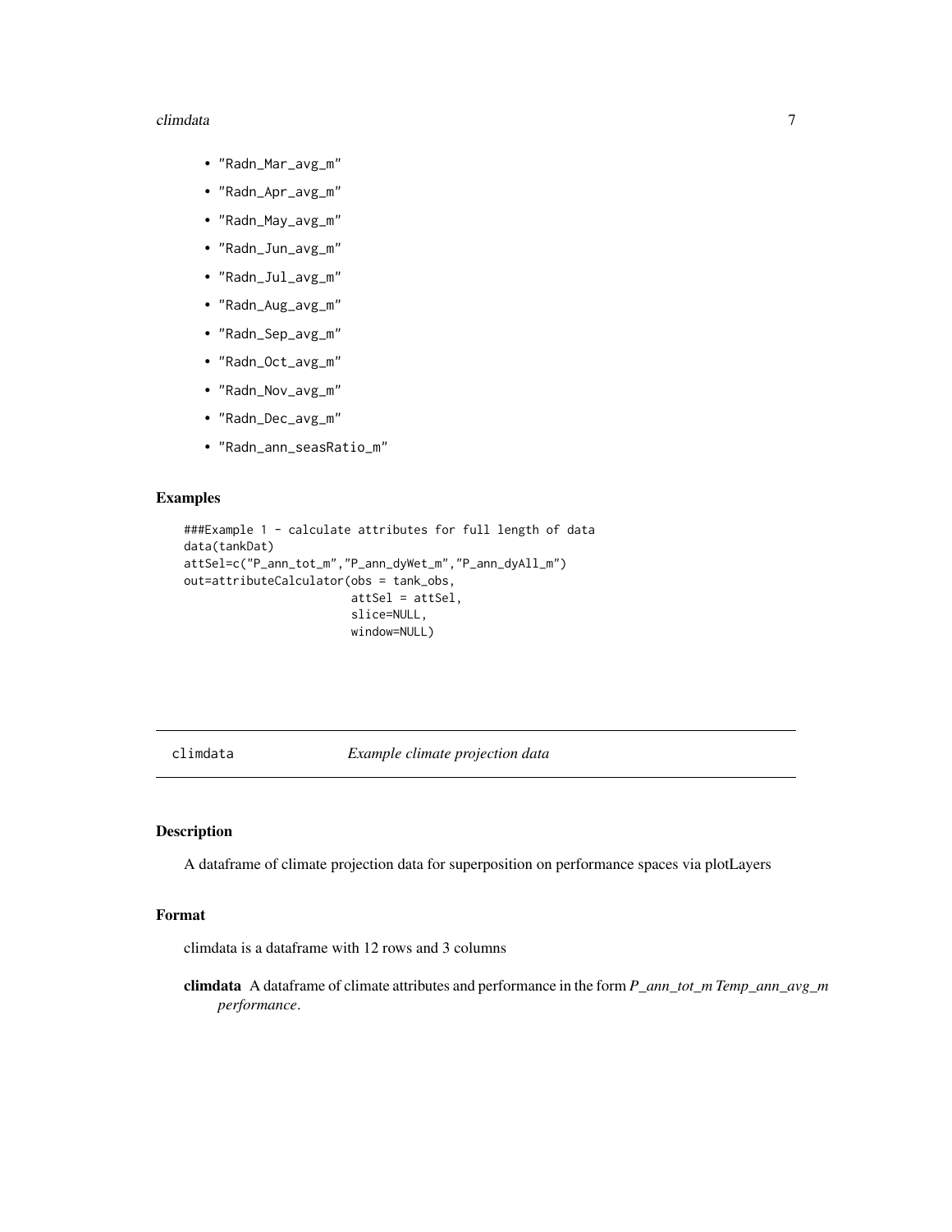- "Radn_Mar_avg_m"
- "Radn_Apr_avg_m"
- "Radn_May_avg_m"
- "Radn_Jun_avg_m"
- "Radn_Jul_avg_m"
- "Radn_Aug_avg_m"
- "Radn_Sep_avg_m"
- "Radn_Oct_avg_m"
- "Radn_Nov_avg_m"
- "Radn_Dec_avg_m"
- "Radn_ann_seasRatio_m"

### Examples

```
###Example 1 - calculate attributes for full length of data
data(tankDat)
attSel=c("P_ann_tot_m","P_ann_dyWet_m","P_ann_dyAll_m")
out=attributeCalculator(obs = tank_obs,
                        attSel = attSel,
                        slice=NULL,
                        window=NULL)
```

---

## climdata *Example climate projection data*

### Description

A dataframe of climate projection data for superposition on performance spaces via plotLayers

### Format

climdata is a dataframe with 12 rows and 3 columns

**climdata** A dataframe of climate attributes and performance in the form *P_ann_tot_m Temp_ann_avg_m performance*.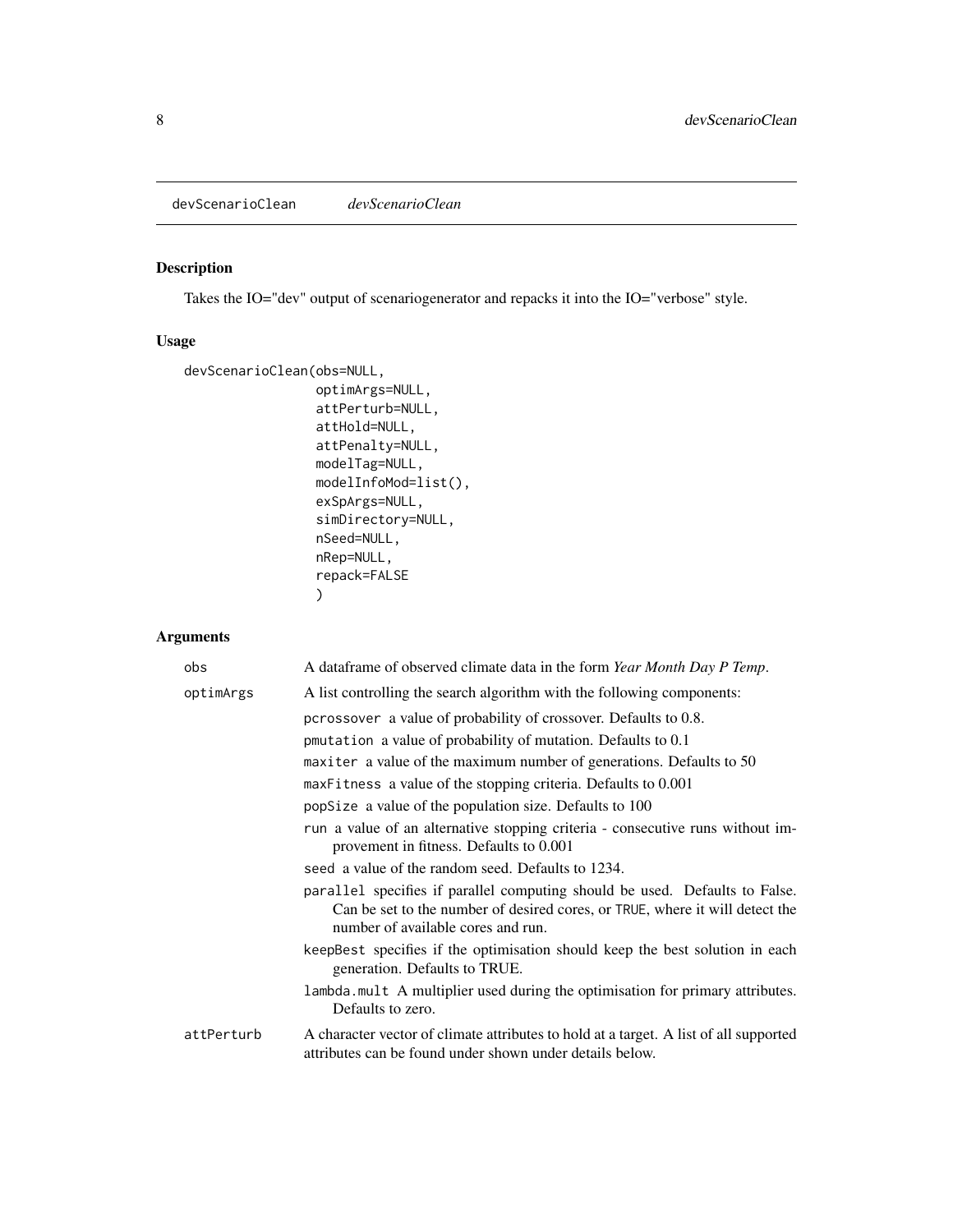devScenarioClean *devScenarioClean*

## Description

Takes the IO="dev" output of scenariogenerator and repacks it into the IO="verbose" style.

## Usage

```
devScenarioClean(obs=NULL,
                 optimArgs=NULL,
                 attPerturb=NULL,
                 attHold=NULL,
                 attPenalty=NULL,
                 modelTag=NULL,
                 modelInfoMod=list(),
                 exSpArgs=NULL,
                 simDirectory=NULL,
                 nSeed=NULL,
                 nRep=NULL,
                 repack=FALSE
                 )
```

## Arguments

`obs` A dataframe of observed climate data in the form *Year Month Day P Temp*.

`optimArgs` A list controlling the search algorithm with the following components:

- `pcrossover` a value of probability of crossover. Defaults to 0.8.
- `pmutation` a value of probability of mutation. Defaults to 0.1
- `maxiter` a value of the maximum number of generations. Defaults to 50
- `maxFitness` a value of the stopping criteria. Defaults to 0.001
- `popSize` a value of the population size. Defaults to 100
- `run` a value of an alternative stopping criteria - consecutive runs without improvement in fitness. Defaults to 0.001
- `seed` a value of the random seed. Defaults to 1234.
- `parallel` specifies if parallel computing should be used. Defaults to False. Can be set to the number of desired cores, or `TRUE`, where it will detect the number of available cores and run.
- `keepBest` specifies if the optimisation should keep the best solution in each generation. Defaults to TRUE.
- `lambda.mult` A multiplier used during the optimisation for primary attributes. Defaults to zero.

`attPerturb` A character vector of climate attributes to hold at a target. A list of all supported attributes can be found under shown under details below.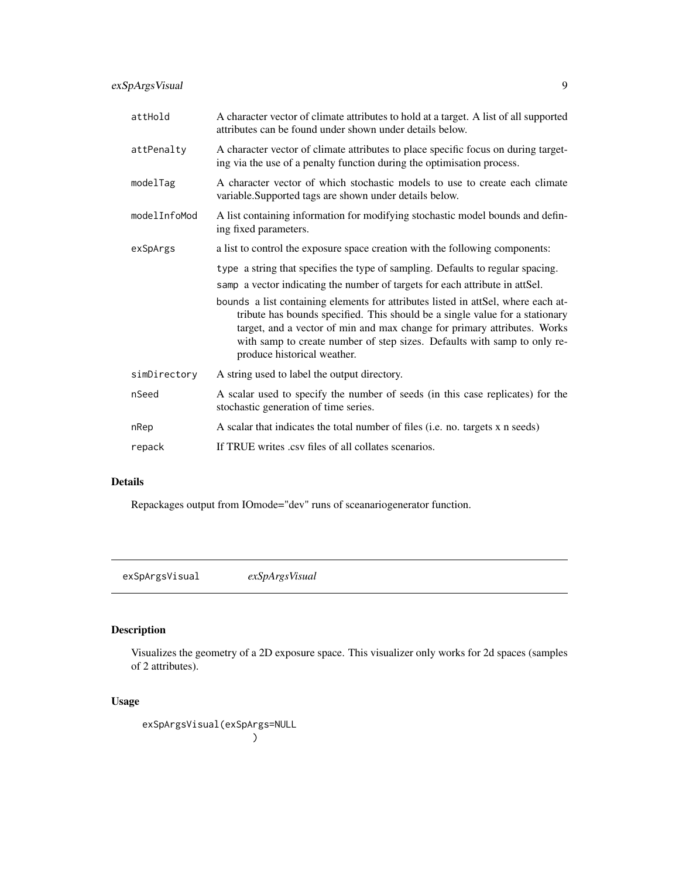| | |
|---|---|
| `attHold` | A character vector of climate attributes to hold at a target. A list of all supported attributes can be found under shown under details below. |
| `attPenalty` | A character vector of climate attributes to place specific focus on during targeting via the use of a penalty function during the optimisation process. |
| `modelTag` | A character vector of which stochastic models to use to create each climate variable.Supported tags are shown under details below. |
| `modelInfoMod` | A list containing information for modifying stochastic model bounds and defining fixed parameters. |
| `exSpArgs` | a list to control the exposure space creation with the following components:<br>`type` a string that specifies the type of sampling. Defaults to regular spacing.<br>`samp` a vector indicating the number of targets for each attribute in attSel.<br>`bounds` a list containing elements for attributes listed in attSel, where each attribute has bounds specified. This should be a single value for a stationary target, and a vector of min and max change for primary attributes. Works with samp to create number of step sizes. Defaults with samp to only reproduce historical weather. |
| `simDirectory` | A string used to label the output directory. |
| `nSeed` | A scalar used to specify the number of seeds (in this case replicates) for the stochastic generation of time series. |
| `nRep` | A scalar that indicates the total number of files (i.e. no. targets x n seeds) |
| `repack` | If TRUE writes .csv files of all collates scenarios. |

## Details

Repackages output from IOmode="dev" runs of sceanariogenerator function.

---

`exSpArgsVisual` *exSpArgsVisual*

---

## Description

Visualizes the geometry of a 2D exposure space. This visualizer only works for 2d spaces (samples of 2 attributes).

## Usage

```
exSpArgsVisual(exSpArgs=NULL
               )
```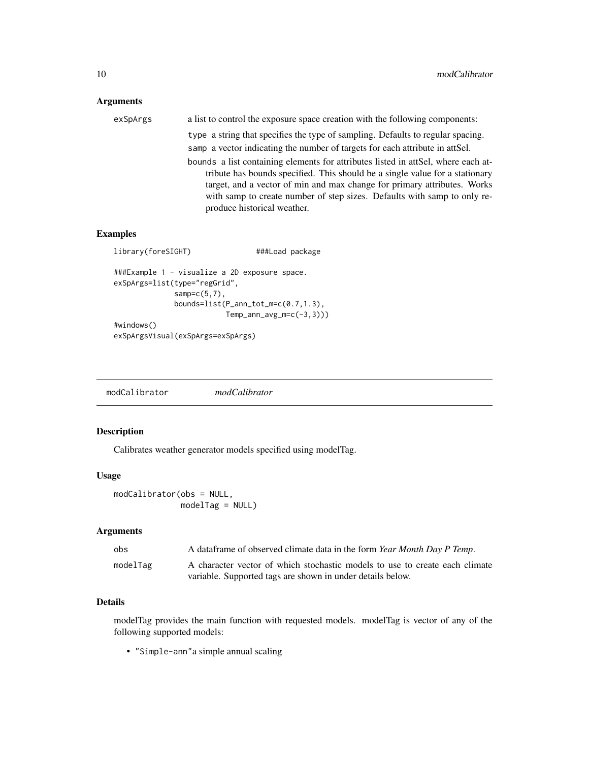### Arguments

exSpArgs — a list to control the exposure space creation with the following components:

- `type` a string that specifies the type of sampling. Defaults to regular spacing.
- `samp` a vector indicating the number of targets for each attribute in attSel.
- `bounds` a list containing elements for attributes listed in attSel, where each attribute has bounds specified. This should be a single value for a stationary target, and a vector of min and max change for primary attributes. Works with samp to create number of step sizes. Defaults with samp to only reproduce historical weather.

### Examples

```
library(foreSIGHT)              ###Load package

###Example 1 - visualize a 2D exposure space.
exSpArgs=list(type="regGrid",
              samp=c(5,7),
              bounds=list(P_ann_tot_m=c(0.7,1.3),
                          Temp_ann_avg_m=c(-3,3)))
#windows()
exSpArgsVisual(exSpArgs=exSpArgs)
```

## modCalibrator — *modCalibrator*

### Description

Calibrates weather generator models specified using modelTag.

### Usage

```
modCalibrator(obs = NULL,
              modelTag = NULL)
```

### Arguments

| | |
|---|---|
| obs | A dataframe of observed climate data in the form *Year Month Day P Temp*. |
| modelTag | A character vector of which stochastic models to use to create each climate variable. Supported tags are shown in under details below. |

### Details

modelTag provides the main function with requested models. modelTag is vector of any of the following supported models:

- "Simple-ann"a simple annual scaling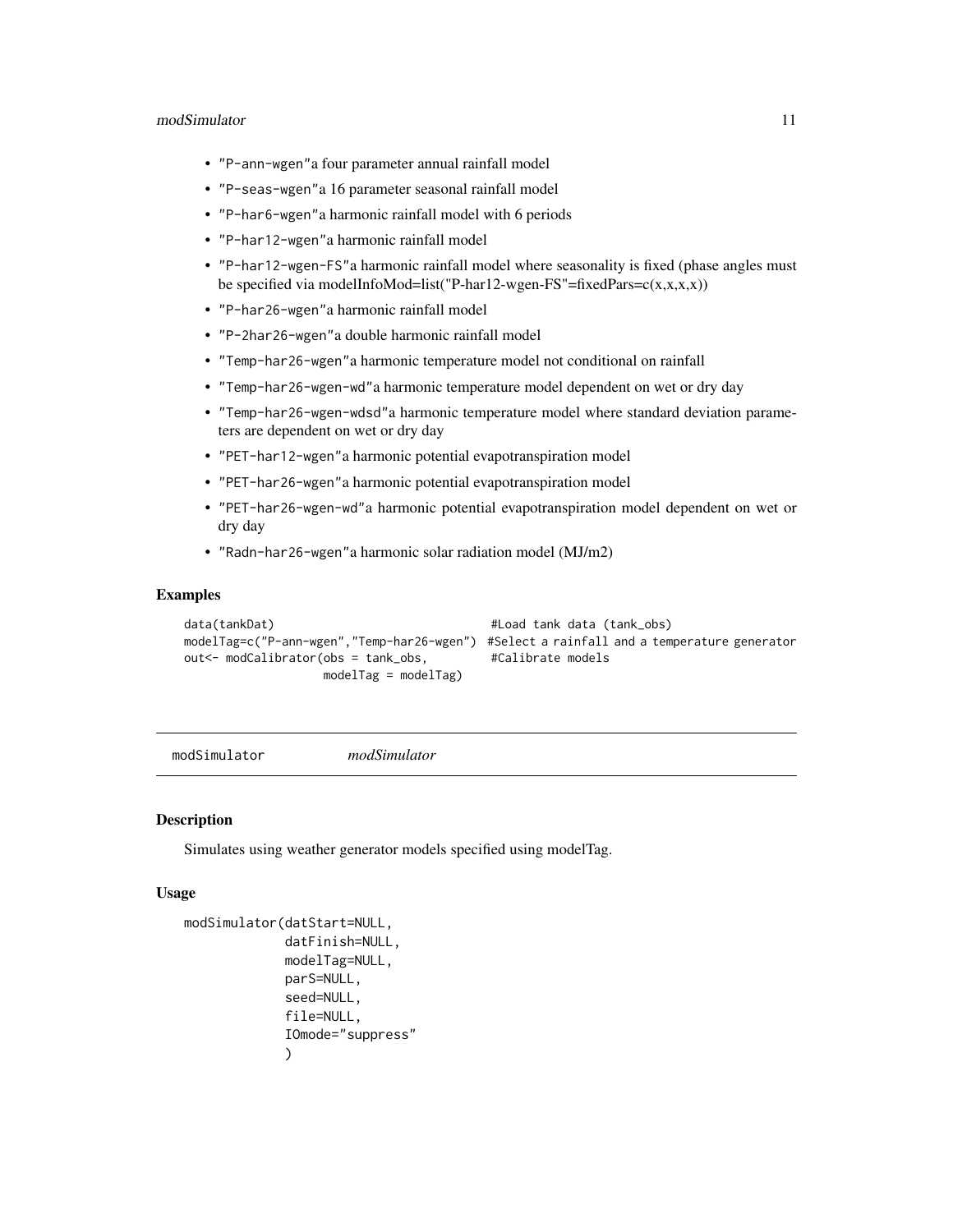- "P-ann-wgen"a four parameter annual rainfall model
- "P-seas-wgen"a 16 parameter seasonal rainfall model
- "P-har6-wgen"a harmonic rainfall model with 6 periods
- "P-har12-wgen"a harmonic rainfall model
- "P-har12-wgen-FS"a harmonic rainfall model where seasonality is fixed (phase angles must be specified via modelInfoMod=list("P-har12-wgen-FS"=fixedPars=c(x,x,x,x))
- "P-har26-wgen"a harmonic rainfall model
- "P-2har26-wgen"a double harmonic rainfall model
- "Temp-har26-wgen"a harmonic temperature model not conditional on rainfall
- "Temp-har26-wgen-wd"a harmonic temperature model dependent on wet or dry day
- "Temp-har26-wgen-wdsd"a harmonic temperature model where standard deviation parameters are dependent on wet or dry day
- "PET-har12-wgen"a harmonic potential evapotranspiration model
- "PET-har26-wgen"a harmonic potential evapotranspiration model
- "PET-har26-wgen-wd"a harmonic potential evapotranspiration model dependent on wet or dry day
- "Radn-har26-wgen"a harmonic solar radiation model (MJ/m2)

### Examples

```
data(tankDat)                               #Load tank data (tank_obs)
modelTag=c("P-ann-wgen","Temp-har26-wgen")  #Select a rainfall and a temperature generator
out<- modCalibrator(obs = tank_obs,         #Calibrate models
                    modelTag = modelTag)
```

---

## modSimulator *modSimulator*

### Description

Simulates using weather generator models specified using modelTag.

### Usage

```
modSimulator(datStart=NULL,
             datFinish=NULL,
             modelTag=NULL,
             parS=NULL,
             seed=NULL,
             file=NULL,
             IOmode="suppress"
             )
```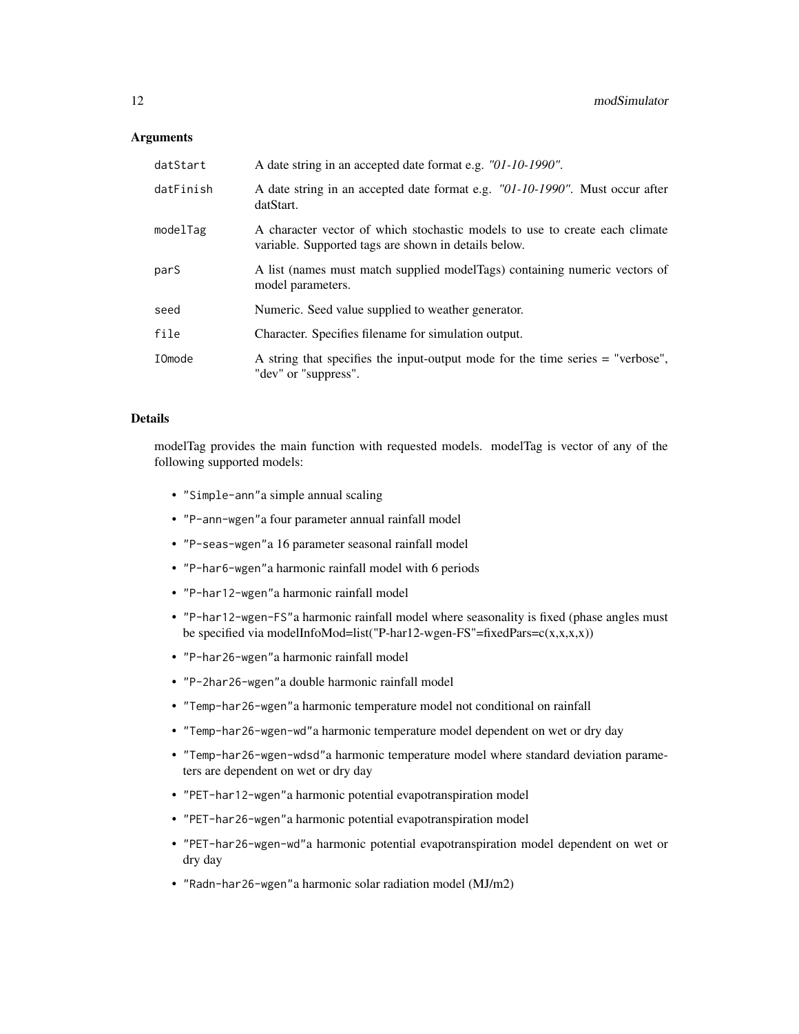### Arguments

| | |
|---|---|
| datStart | A date string in an accepted date format e.g. *"01-10-1990"*. |
| datFinish | A date string in an accepted date format e.g. *"01-10-1990"*. Must occur after datStart. |
| modelTag | A character vector of which stochastic models to use to create each climate variable. Supported tags are shown in details below. |
| parS | A list (names must match supplied modelTags) containing numeric vectors of model parameters. |
| seed | Numeric. Seed value supplied to weather generator. |
| file | Character. Specifies filename for simulation output. |
| IOmode | A string that specifies the input-output mode for the time series = "verbose", "dev" or "suppress". |

### Details

modelTag provides the main function with requested models. modelTag is vector of any of the following supported models:

- `"Simple-ann"`a simple annual scaling
- `"P-ann-wgen"`a four parameter annual rainfall model
- `"P-seas-wgen"`a 16 parameter seasonal rainfall model
- `"P-har6-wgen"`a harmonic rainfall model with 6 periods
- `"P-har12-wgen"`a harmonic rainfall model
- `"P-har12-wgen-FS"`a harmonic rainfall model where seasonality is fixed (phase angles must be specified via modelInfoMod=list("P-har12-wgen-FS"=fixedPars=c(x,x,x,x))
- `"P-har26-wgen"`a harmonic rainfall model
- `"P-2har26-wgen"`a double harmonic rainfall model
- `"Temp-har26-wgen"`a harmonic temperature model not conditional on rainfall
- `"Temp-har26-wgen-wd"`a harmonic temperature model dependent on wet or dry day
- `"Temp-har26-wgen-wdsd"`a harmonic temperature model where standard deviation parameters are dependent on wet or dry day
- `"PET-har12-wgen"`a harmonic potential evapotranspiration model
- `"PET-har26-wgen"`a harmonic potential evapotranspiration model
- `"PET-har26-wgen-wd"`a harmonic potential evapotranspiration model dependent on wet or dry day
- `"Radn-har26-wgen"`a harmonic solar radiation model (MJ/m2)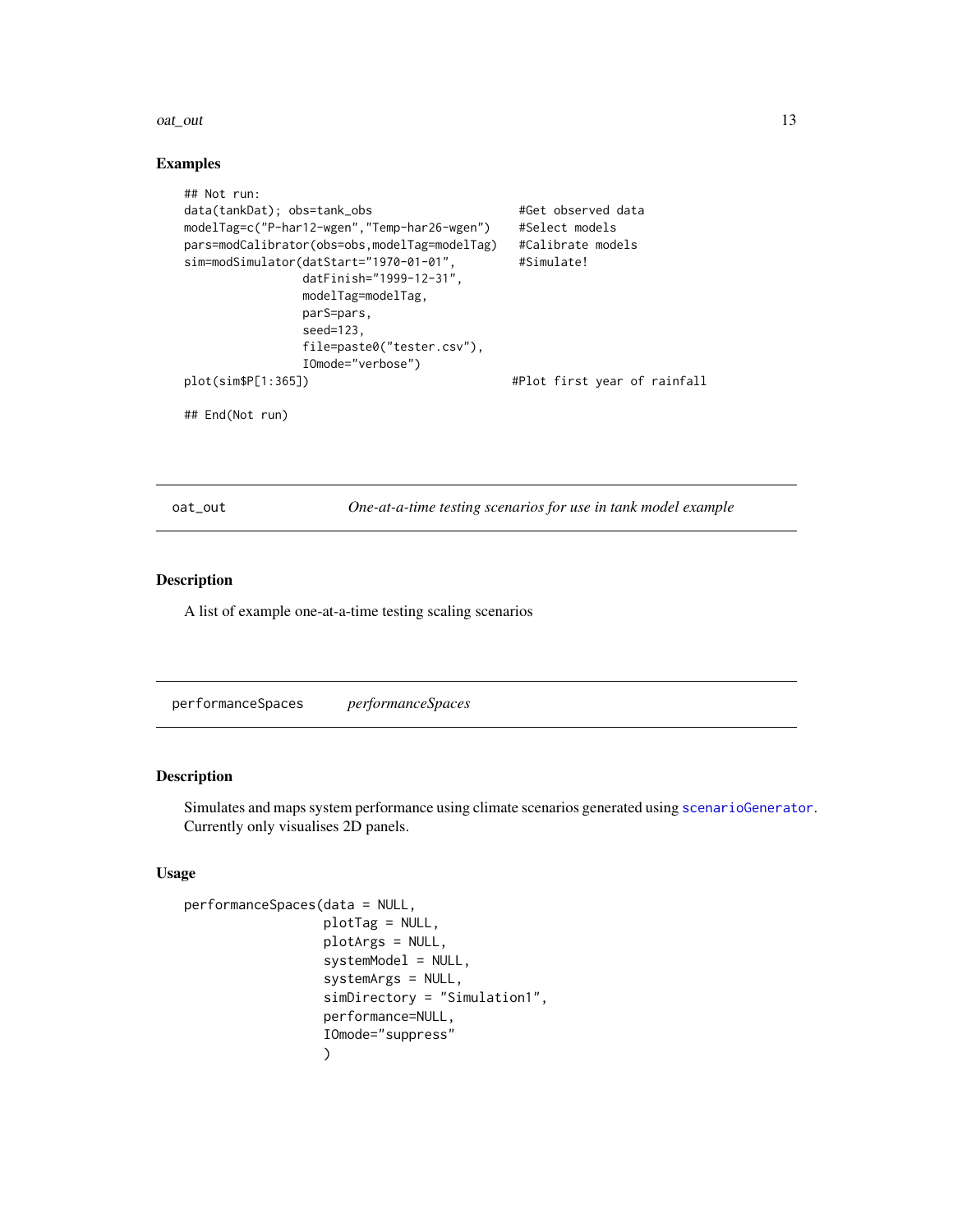## Examples

```
## Not run:
data(tankDat); obs=tank_obs                      #Get observed data
modelTag=c("P-har12-wgen","Temp-har26-wgen")    #Select models
pars=modCalibrator(obs=obs,modelTag=modelTag)   #Calibrate models
sim=modSimulator(datStart="1970-01-01",         #Simulate!
                 datFinish="1999-12-31",
                 modelTag=modelTag,
                 parS=pars,
                 seed=123,
                 file=paste0("tester.csv"),
                 IOmode="verbose")
plot(sim$P[1:365])                             #Plot first year of rainfall

## End(Not run)
```

---

# oat_out — *One-at-a-time testing scenarios for use in tank model example*

## Description

A list of example one-at-a-time testing scaling scenarios

---

# performanceSpaces — *performanceSpaces*

## Description

Simulates and maps system performance using climate scenarios generated using scenarioGenerator. Currently only visualises 2D panels.

## Usage

```
performanceSpaces(data = NULL,
                  plotTag = NULL,
                  plotArgs = NULL,
                  systemModel = NULL,
                  systemArgs = NULL,
                  simDirectory = "Simulation1",
                  performance=NULL,
                  IOmode="suppress"
                  )
```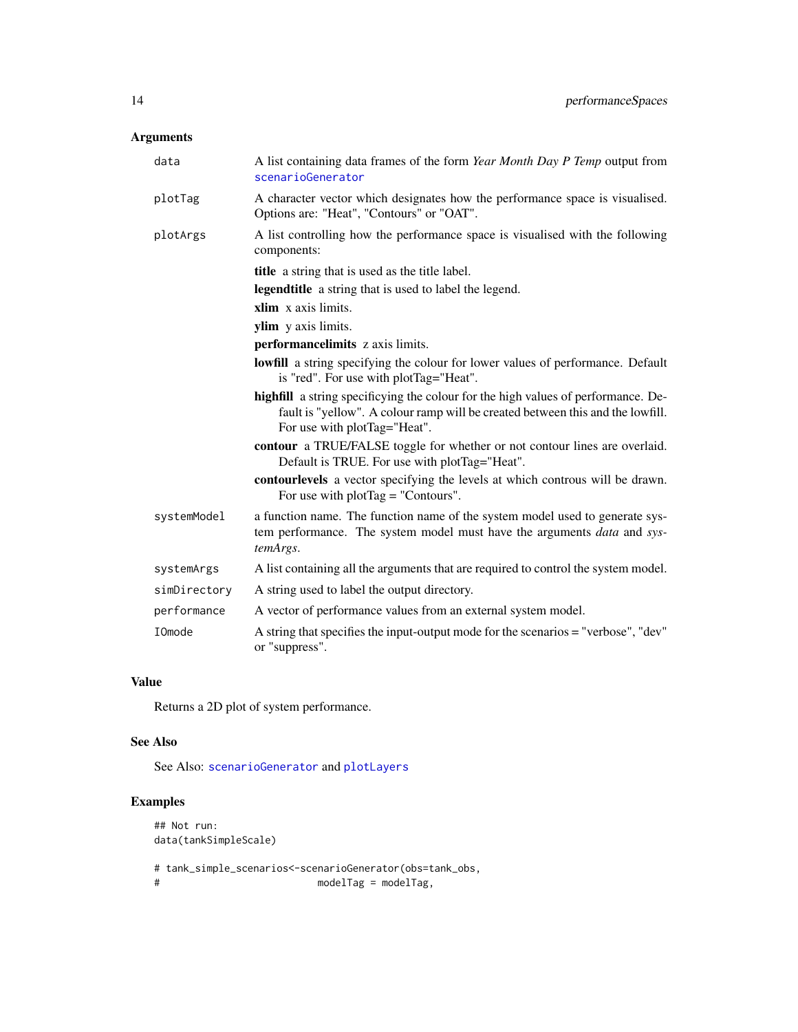### Arguments

| | |
|---|---|
| `data` | A list containing data frames of the form *Year Month Day P Temp* output from `scenarioGenerator` |
| `plotTag` | A character vector which designates how the performance space is visualised. Options are: "Heat", "Contours" or "OAT". |
| `plotArgs` | A list controlling how the performance space is visualised with the following components:<br>**title** a string that is used as the title label.<br>**legendtitle** a string that is used to label the legend.<br>**xlim** x axis limits.<br>**ylim** y axis limits.<br>**performancelimits** z axis limits.<br>**lowfill** a string specifying the colour for lower values of performance. Default is "red". For use with plotTag="Heat".<br>**highfill** a string specificying the colour for the high values of performance. Default is "yellow". A colour ramp will be created between this and the lowfill. For use with plotTag="Heat".<br>**contour** a TRUE/FALSE toggle for whether or not contour lines are overlaid. Default is TRUE. For use with plotTag="Heat".<br>**contourlevels** a vector specifying the levels at which controus will be drawn. For use with plotTag = "Contours". |
| `systemModel` | a function name. The function name of the system model used to generate system performance. The system model must have the arguments *data* and *systemArgs*. |
| `systemArgs` | A list containing all the arguments that are required to control the system model. |
| `simDirectory` | A string used to label the output directory. |
| `performance` | A vector of performance values from an external system model. |
| `IOmode` | A string that specifies the input-output mode for the scenarios = "verbose", "dev" or "suppress". |

### Value

Returns a 2D plot of system performance.

### See Also

See Also: `scenarioGenerator` and `plotLayers`

### Examples

```
## Not run:
data(tankSimpleScale)

# tank_simple_scenarios<-scenarioGenerator(obs=tank_obs,
#                          modelTag = modelTag,
```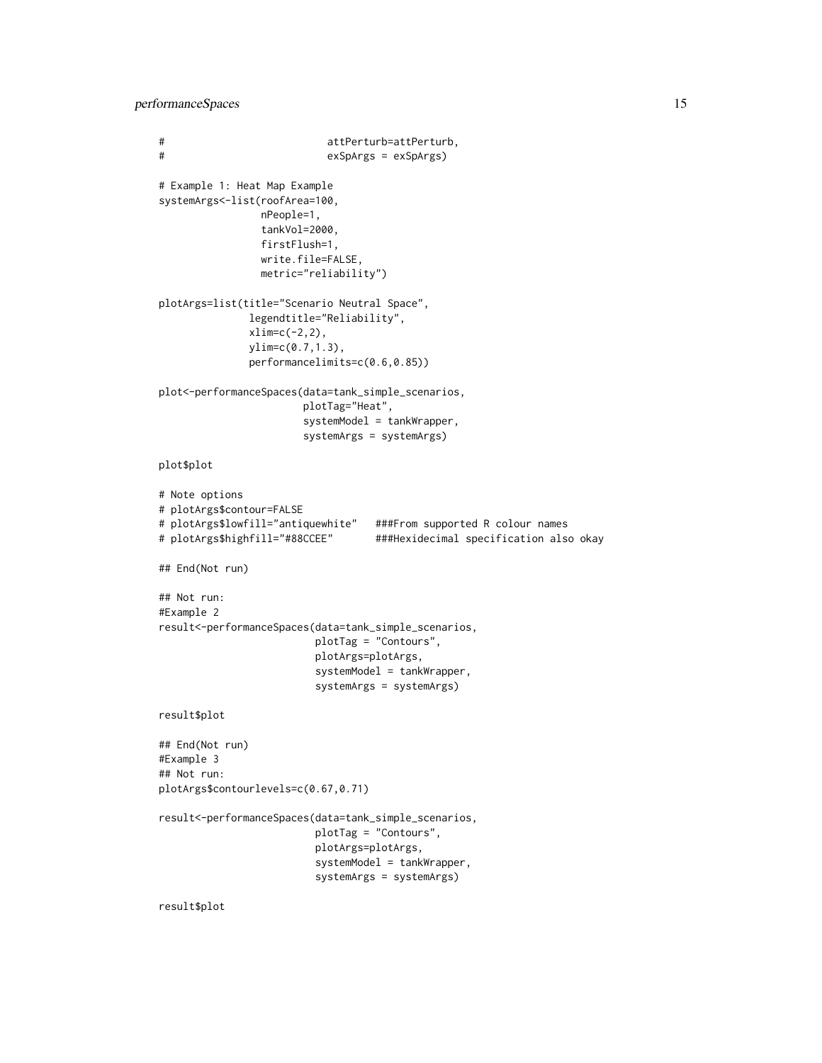```
#                           attPerturb=attPerturb,
#                           exSpArgs = exSpArgs)

# Example 1: Heat Map Example
systemArgs<-list(roofArea=100,
                 nPeople=1,
                 tankVol=2000,
                 firstFlush=1,
                 write.file=FALSE,
                 metric="reliability")

plotArgs=list(title="Scenario Neutral Space",
              legendtitle="Reliability",
              xlim=c(-2,2),
              ylim=c(0.7,1.3),
              performancelimits=c(0.6,0.85))

plot<-performanceSpaces(data=tank_simple_scenarios,
                        plotTag="Heat",
                        systemModel = tankWrapper,
                        systemArgs = systemArgs)

plot$plot

# Note options
# plotArgs$contour=FALSE
# plotArgs$lowfill="antiquewhite"   ###From supported R colour names
# plotArgs$highfill="#88CCEE"       ###Hexidecimal specification also okay

## End(Not run)

## Not run:
#Example 2
result<-performanceSpaces(data=tank_simple_scenarios,
                          plotTag = "Contours",
                          plotArgs=plotArgs,
                          systemModel = tankWrapper,
                          systemArgs = systemArgs)

result$plot

## End(Not run)
#Example 3
## Not run:
plotArgs$contourlevels=c(0.67,0.71)

result<-performanceSpaces(data=tank_simple_scenarios,
                          plotTag = "Contours",
                          plotArgs=plotArgs,
                          systemModel = tankWrapper,
                          systemArgs = systemArgs)

result$plot
```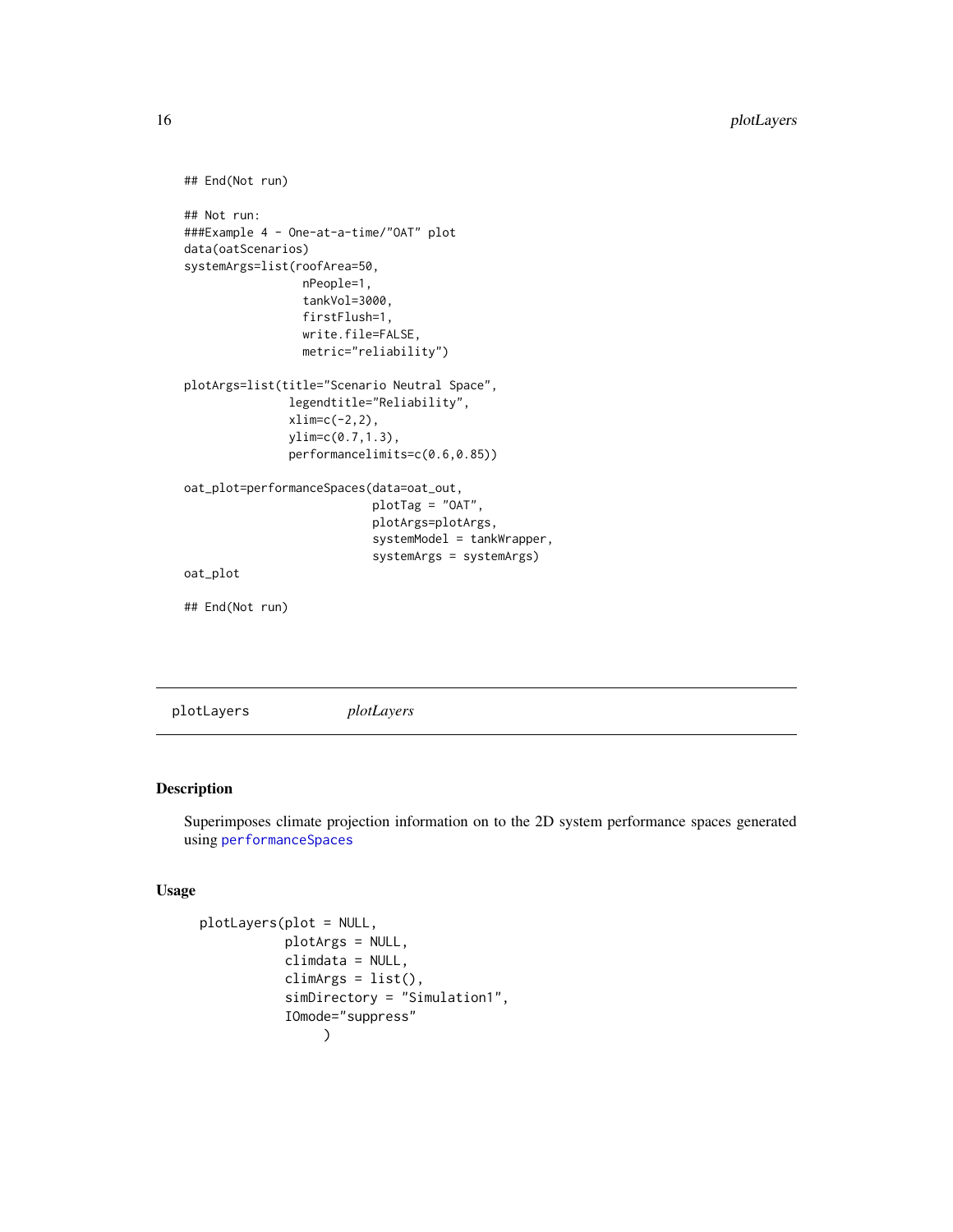```
## End(Not run)

## Not run:
###Example 4 - One-at-a-time/"OAT" plot
data(oatScenarios)
systemArgs=list(roofArea=50,
                 nPeople=1,
                 tankVol=3000,
                 firstFlush=1,
                 write.file=FALSE,
                 metric="reliability")

plotArgs=list(title="Scenario Neutral Space",
               legendtitle="Reliability",
               xlim=c(-2,2),
               ylim=c(0.7,1.3),
               performancelimits=c(0.6,0.85))

oat_plot=performanceSpaces(data=oat_out,
                            plotTag = "OAT",
                            plotArgs=plotArgs,
                            systemModel = tankWrapper,
                            systemArgs = systemArgs)
oat_plot

## End(Not run)
```

---

plotLayers *plotLayers*

---

## Description

Superimposes climate projection information on to the 2D system performance spaces generated using `performanceSpaces`

## Usage

```
plotLayers(plot = NULL,
            plotArgs = NULL,
            climdata = NULL,
            climArgs = list(),
            simDirectory = "Simulation1",
            IOmode="suppress"
                  )
```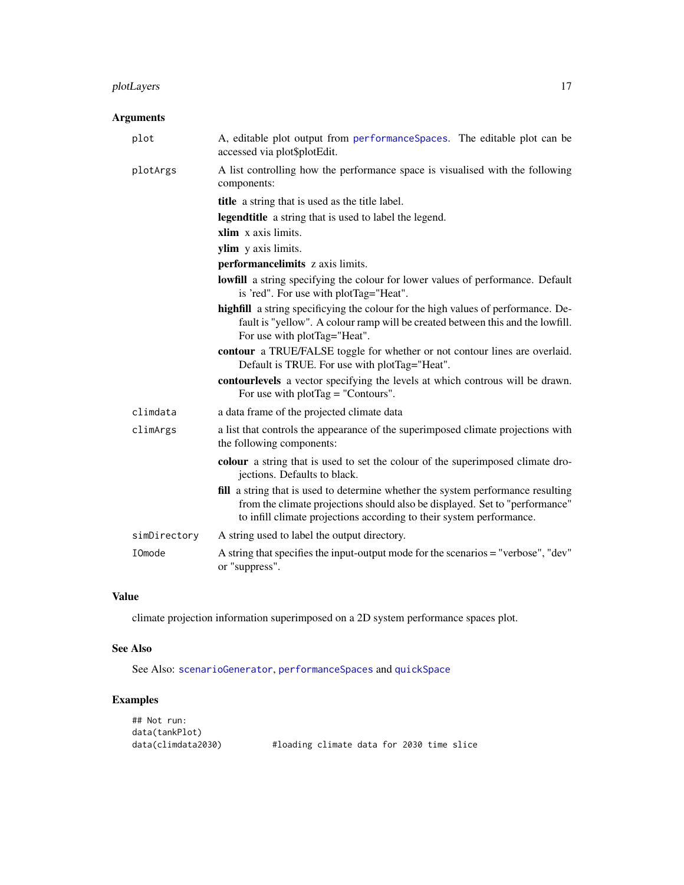## Arguments

**plot** A, editable plot output from performanceSpaces. The editable plot can be accessed via plot$plotEdit.

**plotArgs** A list controlling how the performance space is visualised with the following components:

- **title** a string that is used as the title label.
- **legendtitle** a string that is used to label the legend.
- **xlim** x axis limits.
- **ylim** y axis limits.
- **performancelimits** z axis limits.
- **lowfill** a string specifying the colour for lower values of performance. Default is 'red". For use with plotTag="Heat".
- **highfill** a string specificying the colour for the high values of performance. Default is "yellow". A colour ramp will be created between this and the lowfill. For use with plotTag="Heat".
- **contour** a TRUE/FALSE toggle for whether or not contour lines are overlaid. Default is TRUE. For use with plotTag="Heat".
- **contourlevels** a vector specifying the levels at which controus will be drawn. For use with plotTag = "Contours".

**climdata** a data frame of the projected climate data

**climArgs** a list that controls the appearance of the superimposed climate projections with the following components:

- **colour** a string that is used to set the colour of the superimposed climate drojections. Defaults to black.
- **fill** a string that is used to determine whether the system performance resulting from the climate projections should also be displayed. Set to "performance" to infill climate projections according to their system performance.

**simDirectory** A string used to label the output directory.

**IOmode** A string that specifies the input-output mode for the scenarios = "verbose", "dev" or "suppress".

## Value

climate projection information superimposed on a 2D system performance spaces plot.

## See Also

See Also: scenarioGenerator, performanceSpaces and quickSpace

## Examples

```
## Not run:
data(tankPlot)
data(climdata2030)          #loading climate data for 2030 time slice
```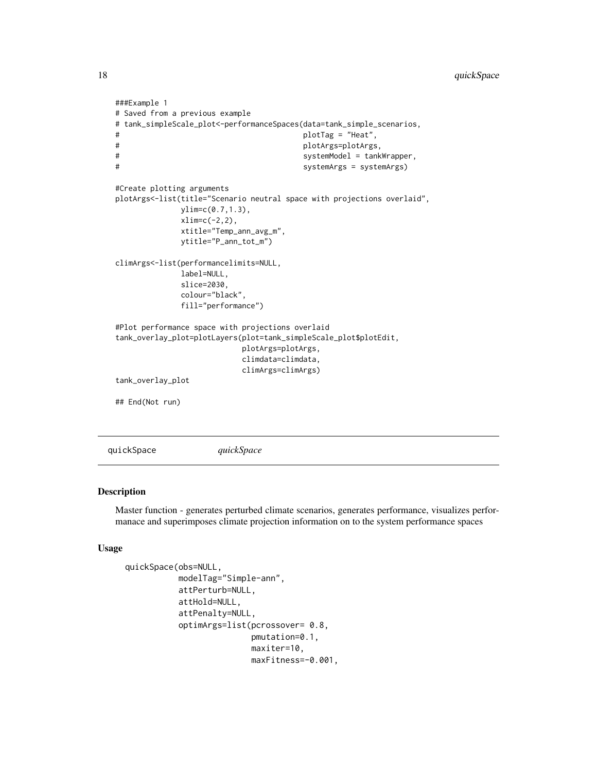```
###Example 1
# Saved from a previous example
# tank_simpleScale_plot<-performanceSpaces(data=tank_simple_scenarios,
#                                          plotTag = "Heat",
#                                          plotArgs=plotArgs,
#                                          systemModel = tankWrapper,
#                                          systemArgs = systemArgs)

#Create plotting arguments
plotArgs<-list(title="Scenario neutral space with projections overlaid",
               ylim=c(0.7,1.3),
               xlim=c(-2,2),
               xtitle="Temp_ann_avg_m",
               ytitle="P_ann_tot_m")

climArgs<-list(performancelimits=NULL,
               label=NULL,
               slice=2030,
               colour="black",
               fill="performance")

#Plot performance space with projections overlaid
tank_overlay_plot=plotLayers(plot=tank_simpleScale_plot$plotEdit,
                             plotArgs=plotArgs,
                             climdata=climdata,
                             climArgs=climArgs)
tank_overlay_plot

## End(Not run)
```

## quickSpace *quickSpace*

### Description

Master function - generates perturbed climate scenarios, generates performance, visualizes performanace and superimposes climate projection information on to the system performance spaces

### Usage

```
quickSpace(obs=NULL,
           modelTag="Simple-ann",
           attPerturb=NULL,
           attHold=NULL,
           attPenalty=NULL,
           optimArgs=list(pcrossover= 0.8,
                          pmutation=0.1,
                          maxiter=10,
                          maxFitness=-0.001,
```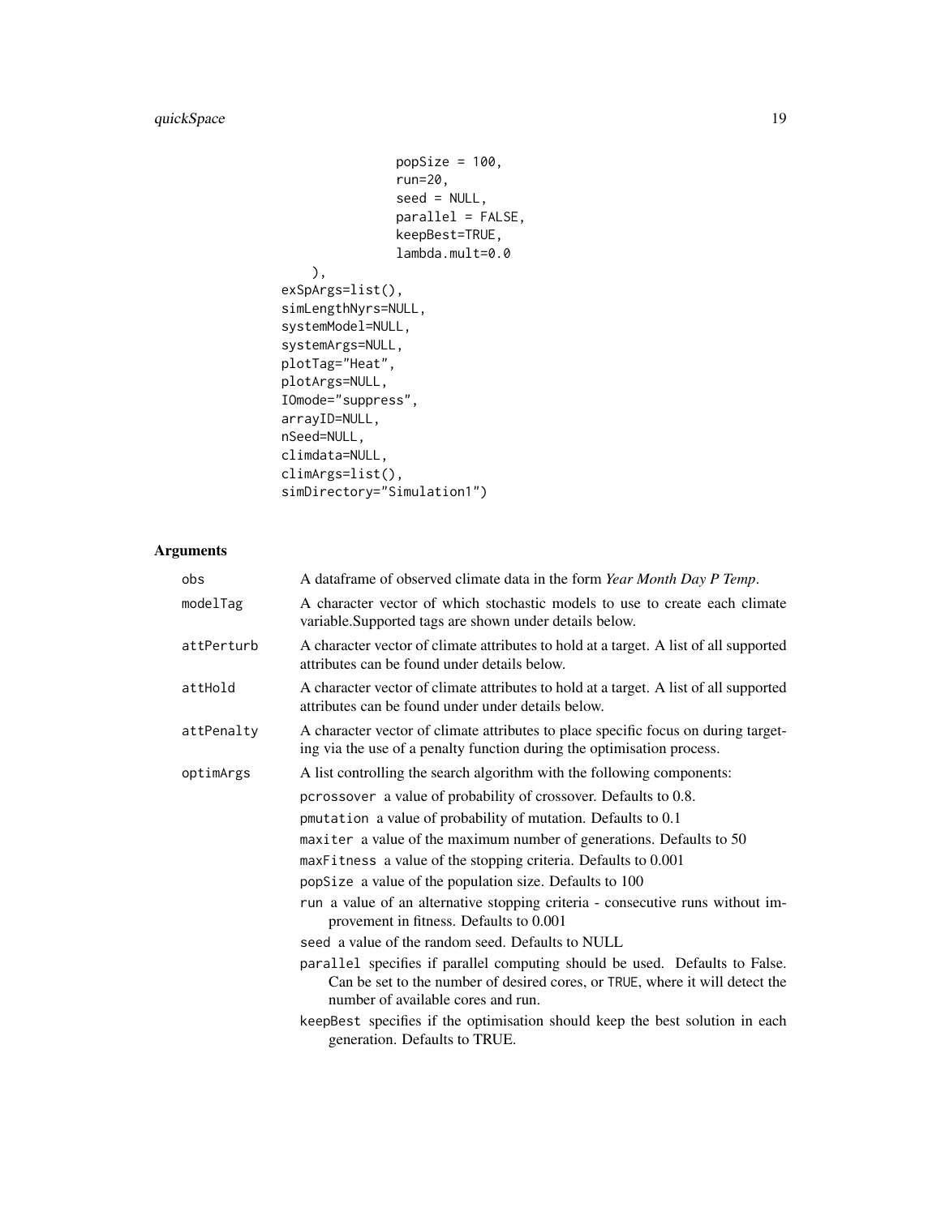```
                popSize = 100,
                run=20,
                seed = NULL,
                parallel = FALSE,
                keepBest=TRUE,
                lambda.mult=0.0
    ),
exSpArgs=list(),
simLengthNyrs=NULL,
systemModel=NULL,
systemArgs=NULL,
plotTag="Heat",
plotArgs=NULL,
IOmode="suppress",
arrayID=NULL,
nSeed=NULL,
climdata=NULL,
climArgs=list(),
simDirectory="Simulation1")
```

## Arguments

| | |
|---|---|
| `obs` | A dataframe of observed climate data in the form *Year Month Day P Temp*. |
| `modelTag` | A character vector of which stochastic models to use to create each climate variable.Supported tags are shown under details below. |
| `attPerturb` | A character vector of climate attributes to hold at a target. A list of all supported attributes can be found under details below. |
| `attHold` | A character vector of climate attributes to hold at a target. A list of all supported attributes can be found under under details below. |
| `attPenalty` | A character vector of climate attributes to place specific focus on during targeting via the use of a penalty function during the optimisation process. |
| `optimArgs` | A list controlling the search algorithm with the following components: |

`optimArgs` components:

- `pcrossover` a value of probability of crossover. Defaults to 0.8.
- `pmutation` a value of probability of mutation. Defaults to 0.1
- `maxiter` a value of the maximum number of generations. Defaults to 50
- `maxFitness` a value of the stopping criteria. Defaults to 0.001
- `popSize` a value of the population size. Defaults to 100
- `run` a value of an alternative stopping criteria - consecutive runs without improvement in fitness. Defaults to 0.001
- `seed` a value of the random seed. Defaults to NULL
- `parallel` specifies if parallel computing should be used. Defaults to False. Can be set to the number of desired cores, or `TRUE`, where it will detect the number of available cores and run.
- `keepBest` specifies if the optimisation should keep the best solution in each generation. Defaults to TRUE.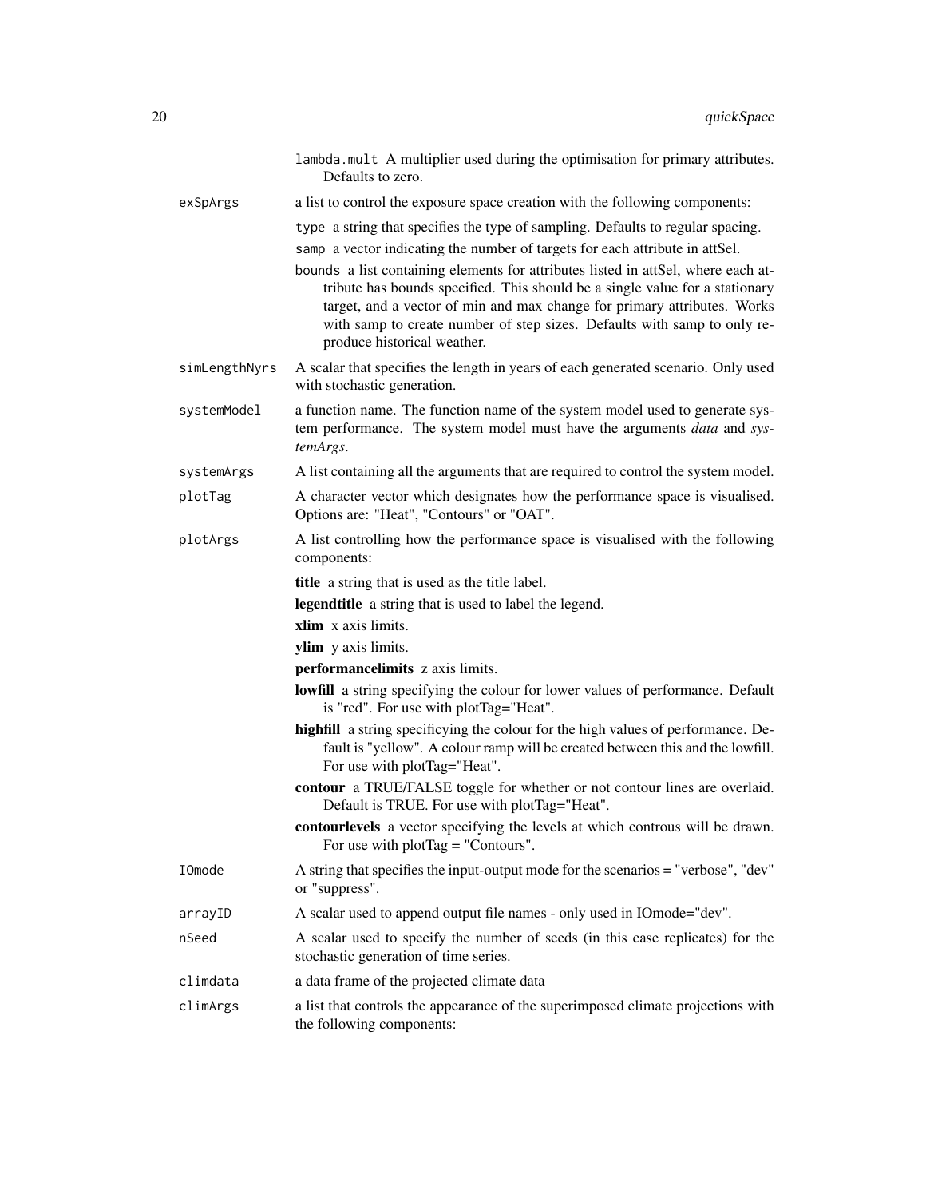`lambda.mult` A multiplier used during the optimisation for primary attributes. Defaults to zero.

`exSpArgs` a list to control the exposure space creation with the following components:

- `type` a string that specifies the type of sampling. Defaults to regular spacing.
- `samp` a vector indicating the number of targets for each attribute in attSel.
- `bounds` a list containing elements for attributes listed in attSel, where each attribute has bounds specified. This should be a single value for a stationary target, and a vector of min and max change for primary attributes. Works with samp to create number of step sizes. Defaults with samp to only reproduce historical weather.

`simLengthNyrs` A scalar that specifies the length in years of each generated scenario. Only used with stochastic generation.

`systemModel` a function name. The function name of the system model used to generate system performance. The system model must have the arguments *data* and *systemArgs*.

`systemArgs` A list containing all the arguments that are required to control the system model.

`plotTag` A character vector which designates how the performance space is visualised. Options are: "Heat", "Contours" or "OAT".

`plotArgs` A list controlling how the performance space is visualised with the following components:

- **title** a string that is used as the title label.
- **legendtitle** a string that is used to label the legend.
- **xlim** x axis limits.
- **ylim** y axis limits.
- **performancelimits** z axis limits.
- **lowfill** a string specifying the colour for lower values of performance. Default is "red". For use with plotTag="Heat".
- **highfill** a string specificying the colour for the high values of performance. Default is "yellow". A colour ramp will be created between this and the lowfill. For use with plotTag="Heat".
- **contour** a TRUE/FALSE toggle for whether or not contour lines are overlaid. Default is TRUE. For use with plotTag="Heat".
- **contourlevels** a vector specifying the levels at which controus will be drawn. For use with plotTag = "Contours".

`IOmode` A string that specifies the input-output mode for the scenarios = "verbose", "dev" or "suppress".

`arrayID` A scalar used to append output file names - only used in IOmode="dev".

`nSeed` A scalar used to specify the number of seeds (in this case replicates) for the stochastic generation of time series.

`climdata` a data frame of the projected climate data

`climArgs` a list that controls the appearance of the superimposed climate projections with the following components: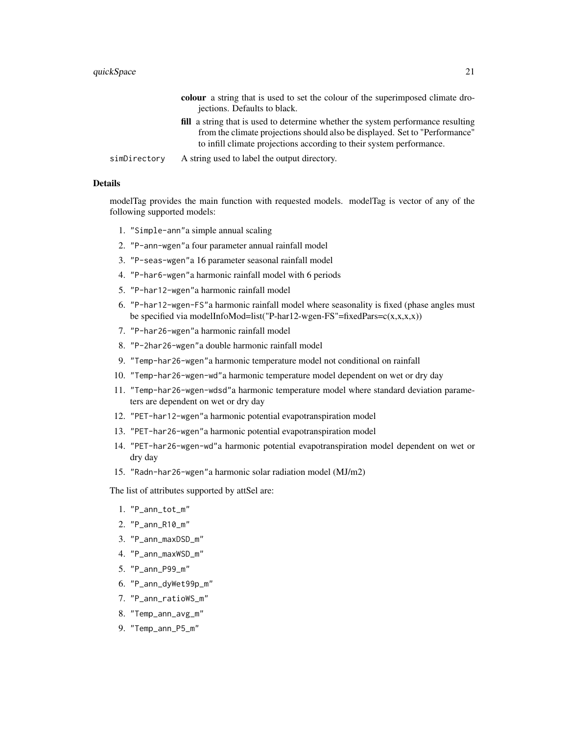**colour** a string that is used to set the colour of the superimposed climate drojections. Defaults to black.

**fill** a string that is used to determine whether the system performance resulting from the climate projections should also be displayed. Set to "Performance" to infill climate projections according to their system performance.

simDirectory A string used to label the output directory.

### Details

modelTag provides the main function with requested models. modelTag is vector of any of the following supported models:

1. "Simple-ann"a simple annual scaling
2. "P-ann-wgen"a four parameter annual rainfall model
3. "P-seas-wgen"a 16 parameter seasonal rainfall model
4. "P-har6-wgen"a harmonic rainfall model with 6 periods
5. "P-har12-wgen"a harmonic rainfall model
6. "P-har12-wgen-FS"a harmonic rainfall model where seasonality is fixed (phase angles must be specified via modelInfoMod=list("P-har12-wgen-FS"=fixedPars=c(x,x,x,x))
7. "P-har26-wgen"a harmonic rainfall model
8. "P-2har26-wgen"a double harmonic rainfall model
9. "Temp-har26-wgen"a harmonic temperature model not conditional on rainfall
10. "Temp-har26-wgen-wd"a harmonic temperature model dependent on wet or dry day
11. "Temp-har26-wgen-wdsd"a harmonic temperature model where standard deviation parameters are dependent on wet or dry day
12. "PET-har12-wgen"a harmonic potential evapotranspiration model
13. "PET-har26-wgen"a harmonic potential evapotranspiration model
14. "PET-har26-wgen-wd"a harmonic potential evapotranspiration model dependent on wet or dry day
15. "Radn-har26-wgen"a harmonic solar radiation model (MJ/m2)

The list of attributes supported by attSel are:

1. "P_ann_tot_m"
2. "P_ann_R10_m"
3. "P_ann_maxDSD_m"
4. "P_ann_maxWSD_m"
5. "P_ann_P99_m"
6. "P_ann_dyWet99p_m"
7. "P_ann_ratioWS_m"
8. "Temp_ann_avg_m"
9. "Temp_ann_P5_m"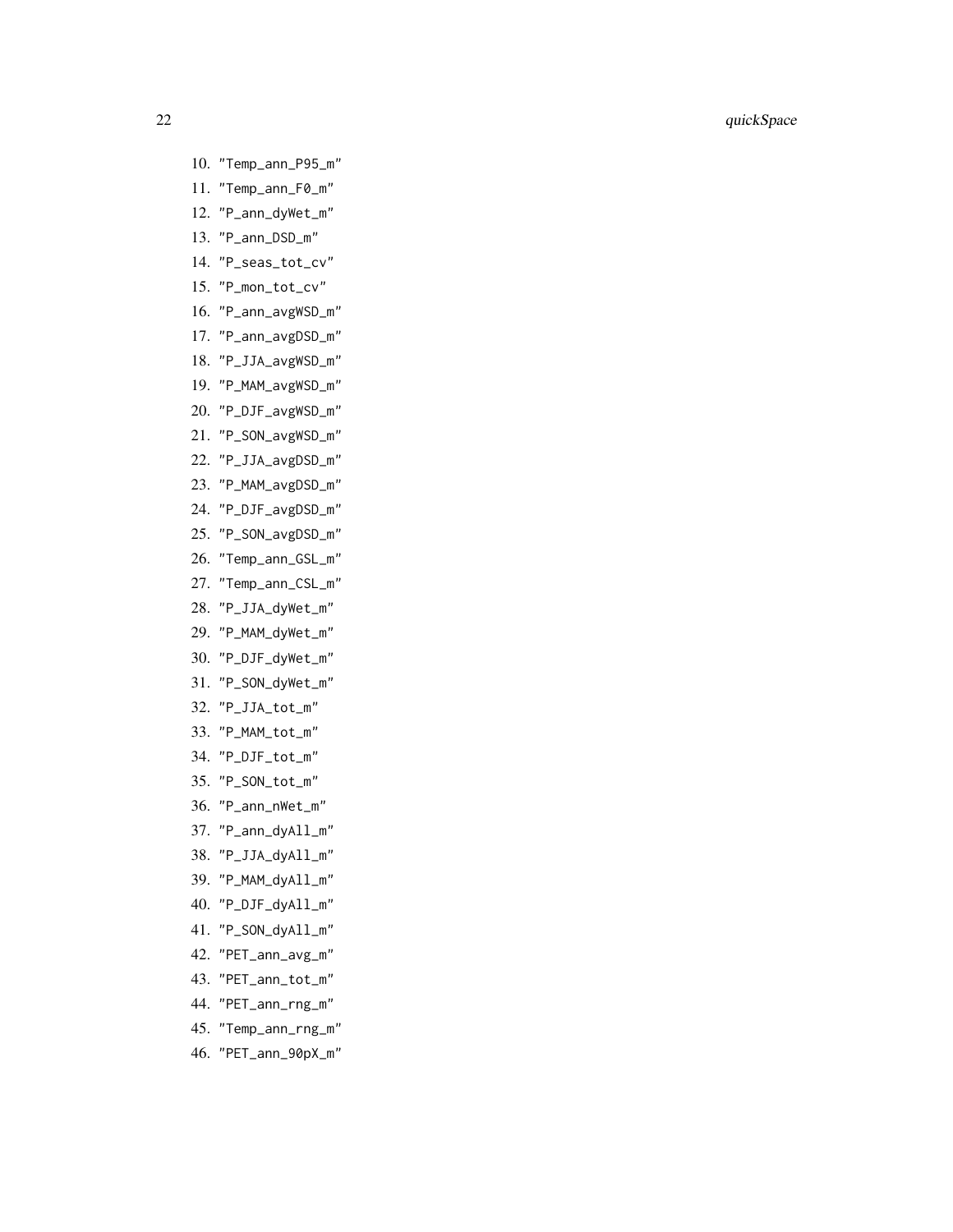10. "Temp_ann_P95_m"
11. "Temp_ann_F0_m"
12. "P_ann_dyWet_m"
13. "P_ann_DSD_m"
14. "P_seas_tot_cv"
15. "P_mon_tot_cv"
16. "P_ann_avgWSD_m"
17. "P_ann_avgDSD_m"
18. "P_JJA_avgWSD_m"
19. "P_MAM_avgWSD_m"
20. "P_DJF_avgWSD_m"
21. "P_SON_avgWSD_m"
22. "P_JJA_avgDSD_m"
23. "P_MAM_avgDSD_m"
24. "P_DJF_avgDSD_m"
25. "P_SON_avgDSD_m"
26. "Temp_ann_GSL_m"
27. "Temp_ann_CSL_m"
28. "P_JJA_dyWet_m"
29. "P_MAM_dyWet_m"
30. "P_DJF_dyWet_m"
31. "P_SON_dyWet_m"
32. "P_JJA_tot_m"
33. "P_MAM_tot_m"
34. "P_DJF_tot_m"
35. "P_SON_tot_m"
36. "P_ann_nWet_m"
37. "P_ann_dyAll_m"
38. "P_JJA_dyAll_m"
39. "P_MAM_dyAll_m"
40. "P_DJF_dyAll_m"
41. "P_SON_dyAll_m"
42. "PET_ann_avg_m"
43. "PET_ann_tot_m"
44. "PET_ann_rng_m"
45. "Temp_ann_rng_m"
46. "PET_ann_90pX_m"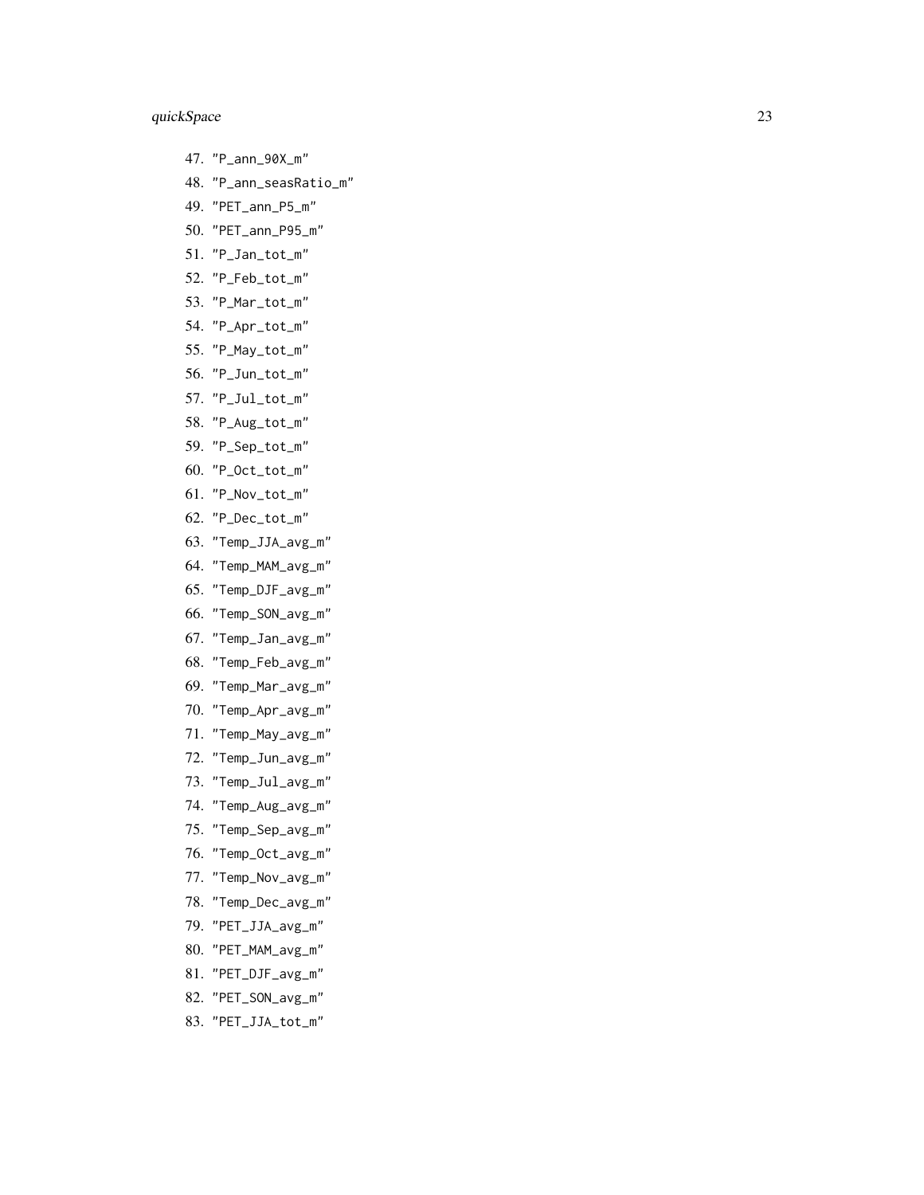47. "P_ann_90X_m"
48. "P_ann_seasRatio_m"
49. "PET_ann_P5_m"
50. "PET_ann_P95_m"
51. "P_Jan_tot_m"
52. "P_Feb_tot_m"
53. "P_Mar_tot_m"
54. "P_Apr_tot_m"
55. "P_May_tot_m"
56. "P_Jun_tot_m"
57. "P_Jul_tot_m"
58. "P_Aug_tot_m"
59. "P_Sep_tot_m"
60. "P_Oct_tot_m"
61. "P_Nov_tot_m"
62. "P_Dec_tot_m"
63. "Temp_JJA_avg_m"
64. "Temp_MAM_avg_m"
65. "Temp_DJF_avg_m"
66. "Temp_SON_avg_m"
67. "Temp_Jan_avg_m"
68. "Temp_Feb_avg_m"
69. "Temp_Mar_avg_m"
70. "Temp_Apr_avg_m"
71. "Temp_May_avg_m"
72. "Temp_Jun_avg_m"
73. "Temp_Jul_avg_m"
74. "Temp_Aug_avg_m"
75. "Temp_Sep_avg_m"
76. "Temp_Oct_avg_m"
77. "Temp_Nov_avg_m"
78. "Temp_Dec_avg_m"
79. "PET_JJA_avg_m"
80. "PET_MAM_avg_m"
81. "PET_DJF_avg_m"
82. "PET_SON_avg_m"
83. "PET_JJA_tot_m"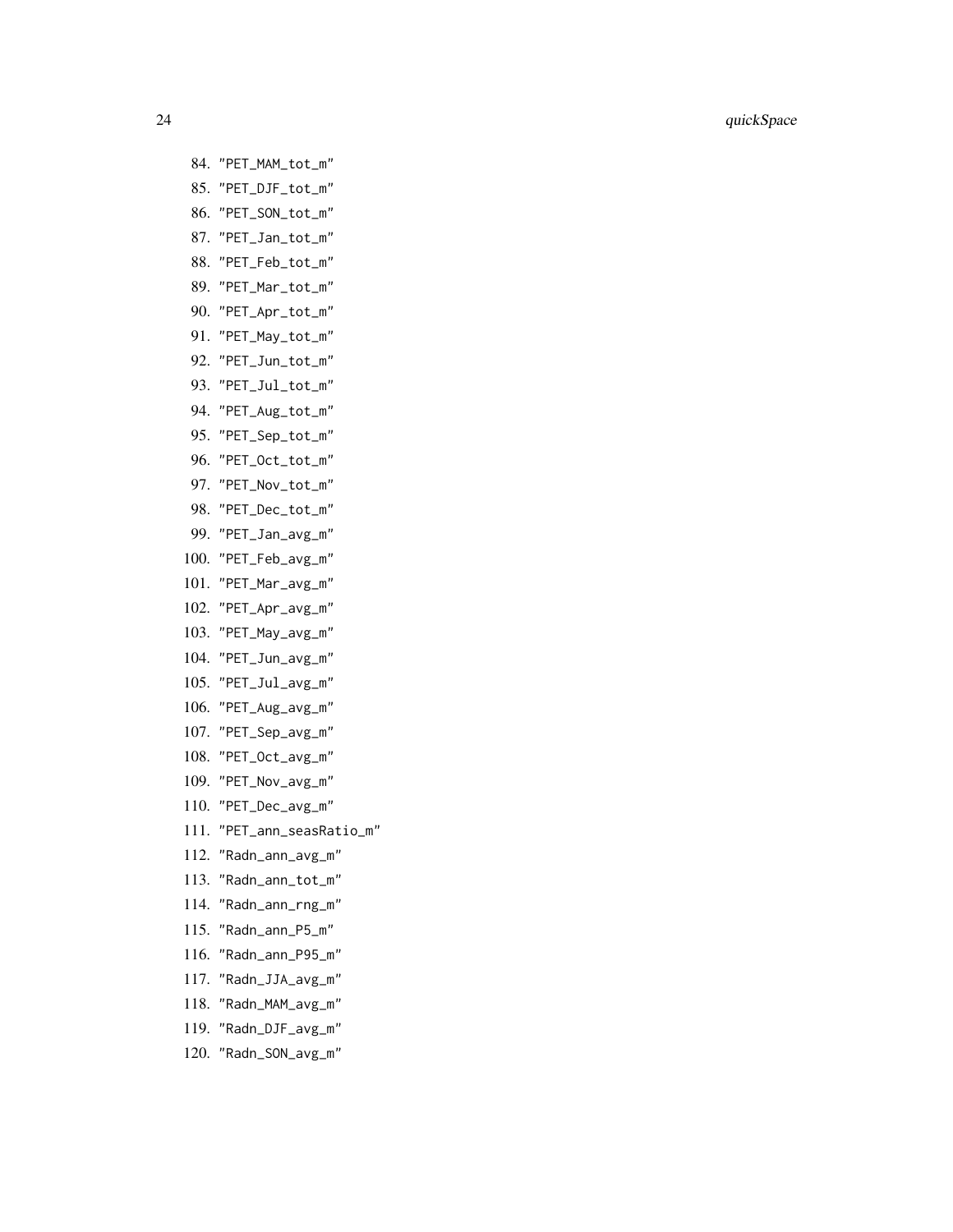84. "PET_MAM_tot_m"
85. "PET_DJF_tot_m"
86. "PET_SON_tot_m"
87. "PET_Jan_tot_m"
88. "PET_Feb_tot_m"
89. "PET_Mar_tot_m"
90. "PET_Apr_tot_m"
91. "PET_May_tot_m"
92. "PET_Jun_tot_m"
93. "PET_Jul_tot_m"
94. "PET_Aug_tot_m"
95. "PET_Sep_tot_m"
96. "PET_Oct_tot_m"
97. "PET_Nov_tot_m"
98. "PET_Dec_tot_m"
99. "PET_Jan_avg_m"
100. "PET_Feb_avg_m"
101. "PET_Mar_avg_m"
102. "PET_Apr_avg_m"
103. "PET_May_avg_m"
104. "PET_Jun_avg_m"
105. "PET_Jul_avg_m"
106. "PET_Aug_avg_m"
107. "PET_Sep_avg_m"
108. "PET_Oct_avg_m"
109. "PET_Nov_avg_m"
110. "PET_Dec_avg_m"
111. "PET_ann_seasRatio_m"
112. "Radn_ann_avg_m"
113. "Radn_ann_tot_m"
114. "Radn_ann_rng_m"
115. "Radn_ann_P5_m"
116. "Radn_ann_P95_m"
117. "Radn_JJA_avg_m"
118. "Radn_MAM_avg_m"
119. "Radn_DJF_avg_m"
120. "Radn_SON_avg_m"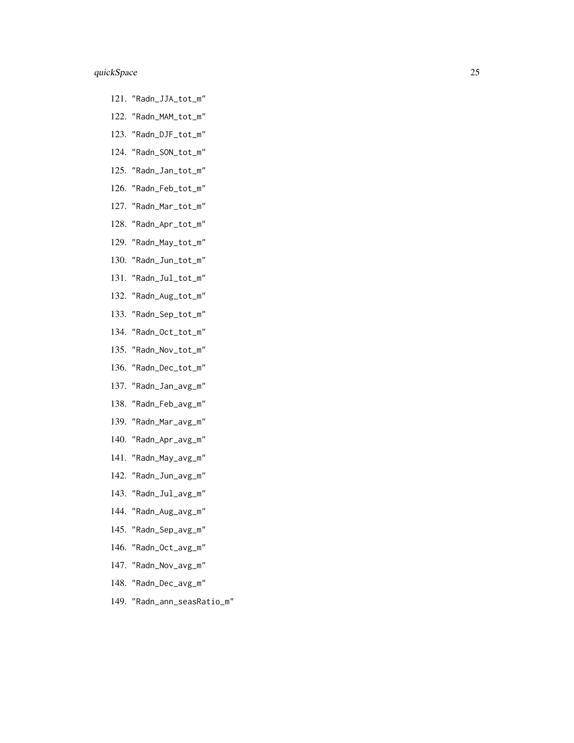121. "Radn_JJA_tot_m"
122. "Radn_MAM_tot_m"
123. "Radn_DJF_tot_m"
124. "Radn_SON_tot_m"
125. "Radn_Jan_tot_m"
126. "Radn_Feb_tot_m"
127. "Radn_Mar_tot_m"
128. "Radn_Apr_tot_m"
129. "Radn_May_tot_m"
130. "Radn_Jun_tot_m"
131. "Radn_Jul_tot_m"
132. "Radn_Aug_tot_m"
133. "Radn_Sep_tot_m"
134. "Radn_Oct_tot_m"
135. "Radn_Nov_tot_m"
136. "Radn_Dec_tot_m"
137. "Radn_Jan_avg_m"
138. "Radn_Feb_avg_m"
139. "Radn_Mar_avg_m"
140. "Radn_Apr_avg_m"
141. "Radn_May_avg_m"
142. "Radn_Jun_avg_m"
143. "Radn_Jul_avg_m"
144. "Radn_Aug_avg_m"
145. "Radn_Sep_avg_m"
146. "Radn_Oct_avg_m"
147. "Radn_Nov_avg_m"
148. "Radn_Dec_avg_m"
149. "Radn_ann_seasRatio_m"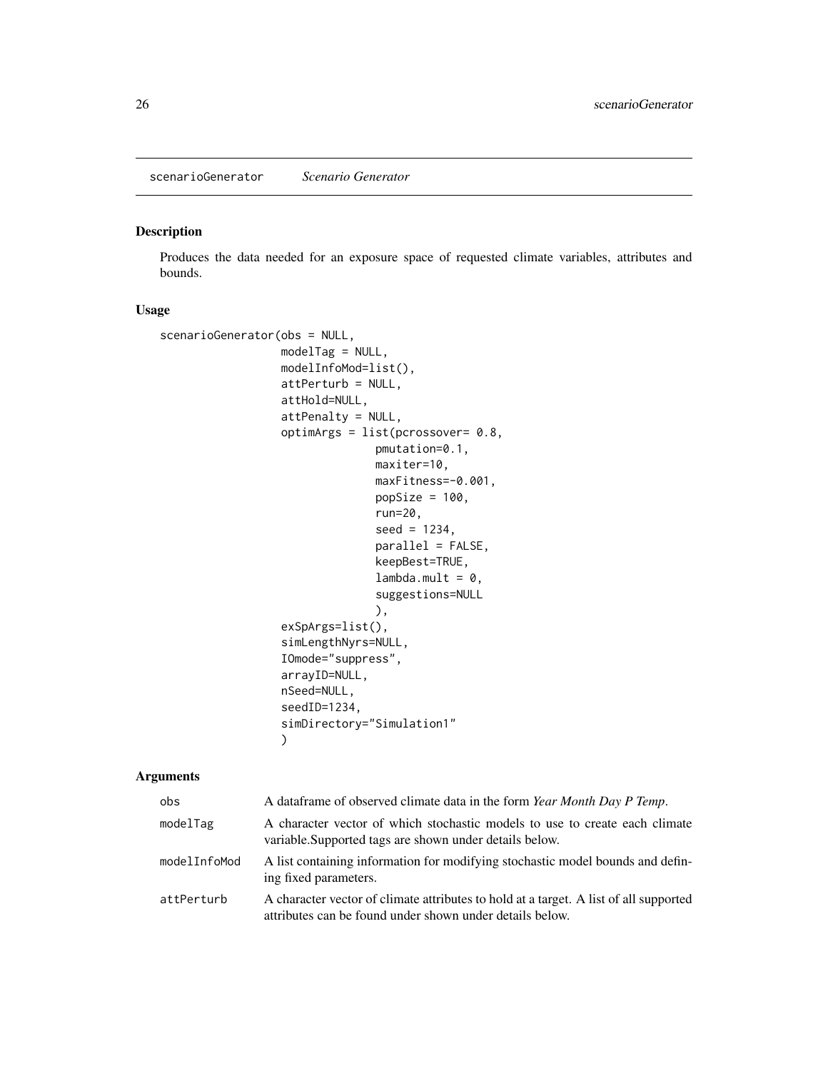## scenarioGenerator *Scenario Generator*

### Description

Produces the data needed for an exposure space of requested climate variables, attributes and bounds.

### Usage

```
scenarioGenerator(obs = NULL,
                  modelTag = NULL,
                  modelInfoMod=list(),
                  attPerturb = NULL,
                  attHold=NULL,
                  attPenalty = NULL,
                  optimArgs = list(pcrossover= 0.8,
                               pmutation=0.1,
                               maxiter=10,
                               maxFitness=-0.001,
                               popSize = 100,
                               run=20,
                               seed = 1234,
                               parallel = FALSE,
                               keepBest=TRUE,
                               lambda.mult = 0,
                               suggestions=NULL
                               ),
                  exSpArgs=list(),
                  simLengthNyrs=NULL,
                  IOmode="suppress",
                  arrayID=NULL,
                  nSeed=NULL,
                  seedID=1234,
                  simDirectory="Simulation1"
                  )
```

### Arguments

| | |
|---|---|
| obs | A dataframe of observed climate data in the form *Year Month Day P Temp*. |
| modelTag | A character vector of which stochastic models to use to create each climate variable.Supported tags are shown under details below. |
| modelInfoMod | A list containing information for modifying stochastic model bounds and defining fixed parameters. |
| attPerturb | A character vector of climate attributes to hold at a target. A list of all supported attributes can be found under shown under details below. |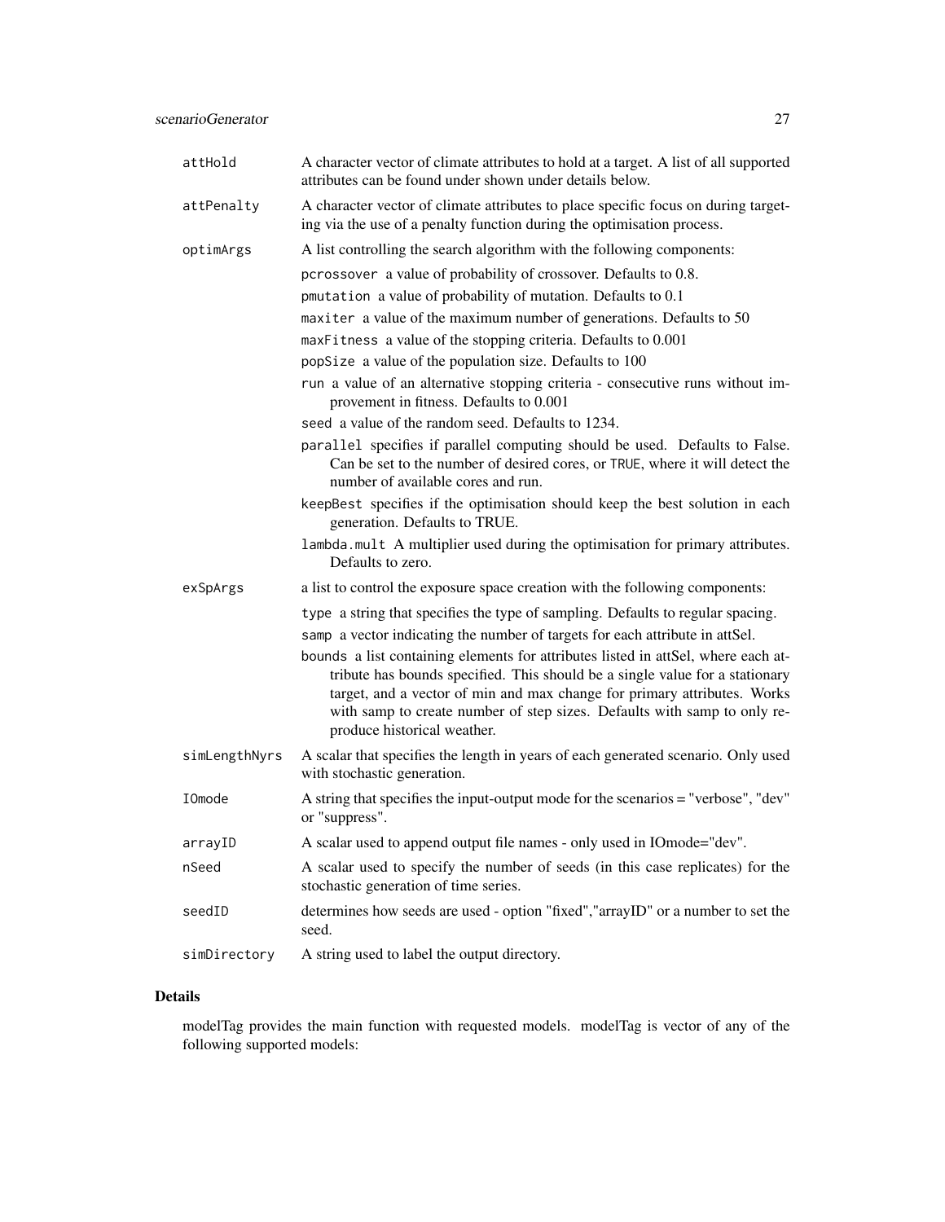| | |
|---|---|
| `attHold` | A character vector of climate attributes to hold at a target. A list of all supported attributes can be found under shown under details below. |
| `attPenalty` | A character vector of climate attributes to place specific focus on during targeting via the use of a penalty function during the optimisation process. |
| `optimArgs` | A list controlling the search algorithm with the following components:<br>`pcrossover` a value of probability of crossover. Defaults to 0.8.<br>`pmutation` a value of probability of mutation. Defaults to 0.1<br>`maxiter` a value of the maximum number of generations. Defaults to 50<br>`maxFitness` a value of the stopping criteria. Defaults to 0.001<br>`popSize` a value of the population size. Defaults to 100<br>`run` a value of an alternative stopping criteria - consecutive runs without improvement in fitness. Defaults to 0.001<br>`seed` a value of the random seed. Defaults to 1234.<br>`parallel` specifies if parallel computing should be used. Defaults to False. Can be set to the number of desired cores, or `TRUE`, where it will detect the number of available cores and run.<br>`keepBest` specifies if the optimisation should keep the best solution in each generation. Defaults to TRUE.<br>`lambda.mult` A multiplier used during the optimisation for primary attributes. Defaults to zero. |
| `exSpArgs` | a list to control the exposure space creation with the following components:<br>`type` a string that specifies the type of sampling. Defaults to regular spacing.<br>`samp` a vector indicating the number of targets for each attribute in attSel.<br>`bounds` a list containing elements for attributes listed in attSel, where each attribute has bounds specified. This should be a single value for a stationary target, and a vector of min and max change for primary attributes. Works with samp to create number of step sizes. Defaults with samp to only reproduce historical weather. |
| `simLengthNyrs` | A scalar that specifies the length in years of each generated scenario. Only used with stochastic generation. |
| `IOmode` | A string that specifies the input-output mode for the scenarios = "verbose", "dev" or "suppress". |
| `arrayID` | A scalar used to append output file names - only used in IOmode="dev". |
| `nSeed` | A scalar used to specify the number of seeds (in this case replicates) for the stochastic generation of time series. |
| `seedID` | determines how seeds are used - option "fixed","arrayID" or a number to set the seed. |
| `simDirectory` | A string used to label the output directory. |

## Details

modelTag provides the main function with requested models. modelTag is vector of any of the following supported models: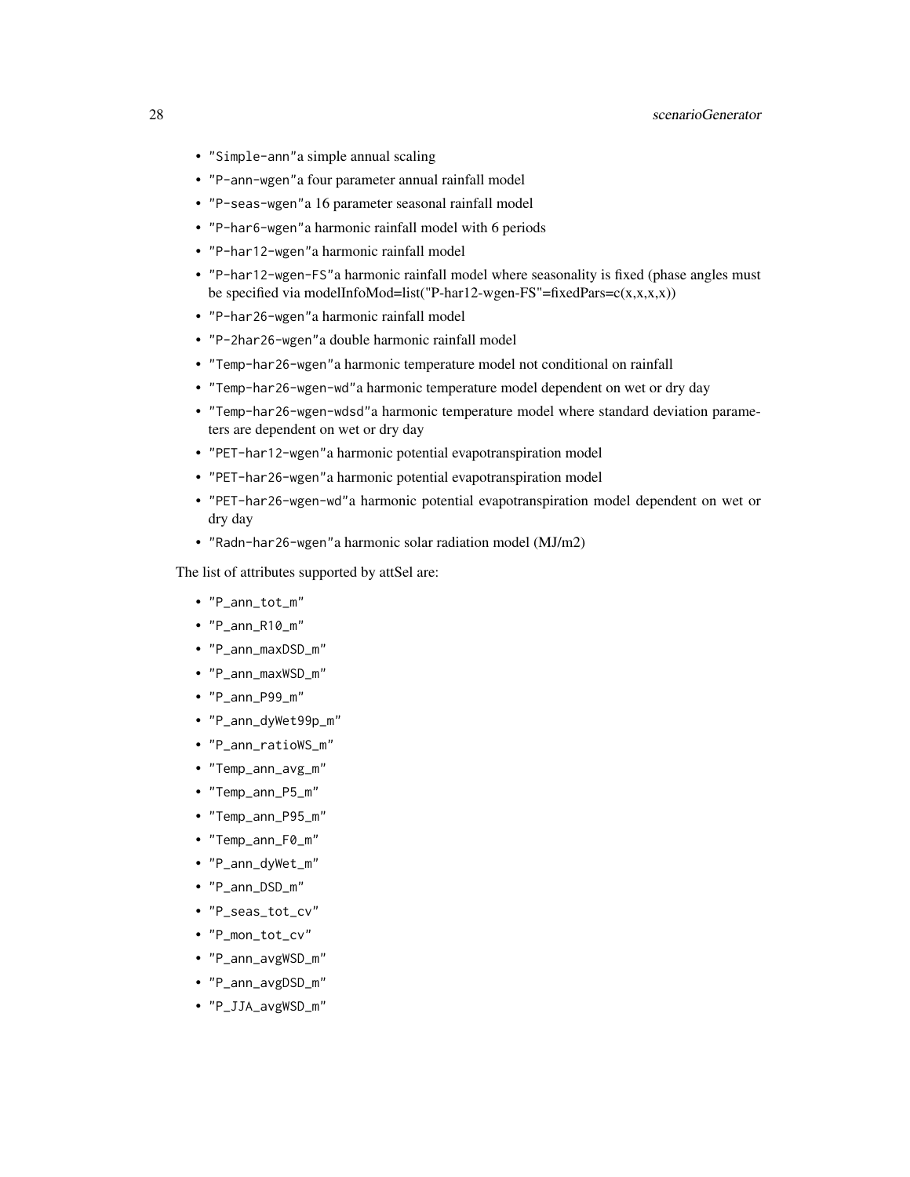- "Simple-ann"a simple annual scaling
- "P-ann-wgen"a four parameter annual rainfall model
- "P-seas-wgen"a 16 parameter seasonal rainfall model
- "P-har6-wgen"a harmonic rainfall model with 6 periods
- "P-har12-wgen"a harmonic rainfall model
- "P-har12-wgen-FS"a harmonic rainfall model where seasonality is fixed (phase angles must be specified via modelInfoMod=list("P-har12-wgen-FS"=fixedPars=c(x,x,x,x))
- "P-har26-wgen"a harmonic rainfall model
- "P-2har26-wgen"a double harmonic rainfall model
- "Temp-har26-wgen"a harmonic temperature model not conditional on rainfall
- "Temp-har26-wgen-wd"a harmonic temperature model dependent on wet or dry day
- "Temp-har26-wgen-wdsd"a harmonic temperature model where standard deviation parameters are dependent on wet or dry day
- "PET-har12-wgen"a harmonic potential evapotranspiration model
- "PET-har26-wgen"a harmonic potential evapotranspiration model
- "PET-har26-wgen-wd"a harmonic potential evapotranspiration model dependent on wet or dry day
- "Radn-har26-wgen"a harmonic solar radiation model (MJ/m2)

The list of attributes supported by attSel are:

- "P_ann_tot_m"
- "P_ann_R10_m"
- "P_ann_maxDSD_m"
- "P_ann_maxWSD_m"
- "P_ann_P99_m"
- "P_ann_dyWet99p_m"
- "P_ann_ratioWS_m"
- "Temp_ann_avg_m"
- "Temp_ann_P5_m"
- "Temp_ann_P95_m"
- "Temp_ann_F0_m"
- "P_ann_dyWet_m"
- "P_ann_DSD_m"
- "P_seas_tot_cv"
- "P_mon_tot_cv"
- "P_ann_avgWSD_m"
- "P_ann_avgDSD_m"
- "P_JJA_avgWSD_m"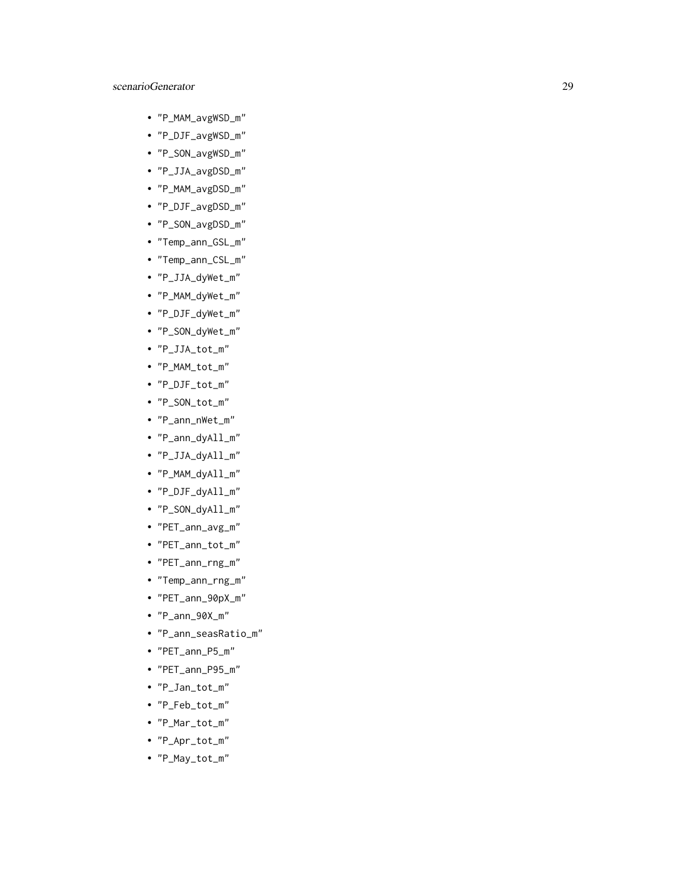- "P_MAM_avgWSD_m"
- "P_DJF_avgWSD_m"
- "P_SON_avgWSD_m"
- "P_JJA_avgDSD_m"
- "P_MAM_avgDSD_m"
- "P_DJF_avgDSD_m"
- "P_SON_avgDSD_m"
- "Temp_ann_GSL_m"
- "Temp_ann_CSL_m"
- "P_JJA_dyWet_m"
- "P_MAM_dyWet_m"
- "P_DJF_dyWet_m"
- "P_SON_dyWet_m"
- "P_JJA_tot_m"
- "P_MAM_tot_m"
- "P_DJF_tot_m"
- "P_SON_tot_m"
- "P_ann_nWet_m"
- "P_ann_dyAll_m"
- "P_JJA_dyAll_m"
- "P_MAM_dyAll_m"
- "P_DJF_dyAll_m"
- "P_SON_dyAll_m"
- "PET_ann_avg_m"
- "PET_ann_tot_m"
- "PET_ann_rng_m"
- "Temp_ann_rng_m"
- "PET_ann_90pX_m"
- "P_ann_90X_m"
- "P_ann_seasRatio_m"
- "PET_ann_P5_m"
- "PET_ann_P95_m"
- "P_Jan_tot_m"
- "P_Feb_tot_m"
- "P_Mar_tot_m"
- "P_Apr_tot_m"
- "P_May_tot_m"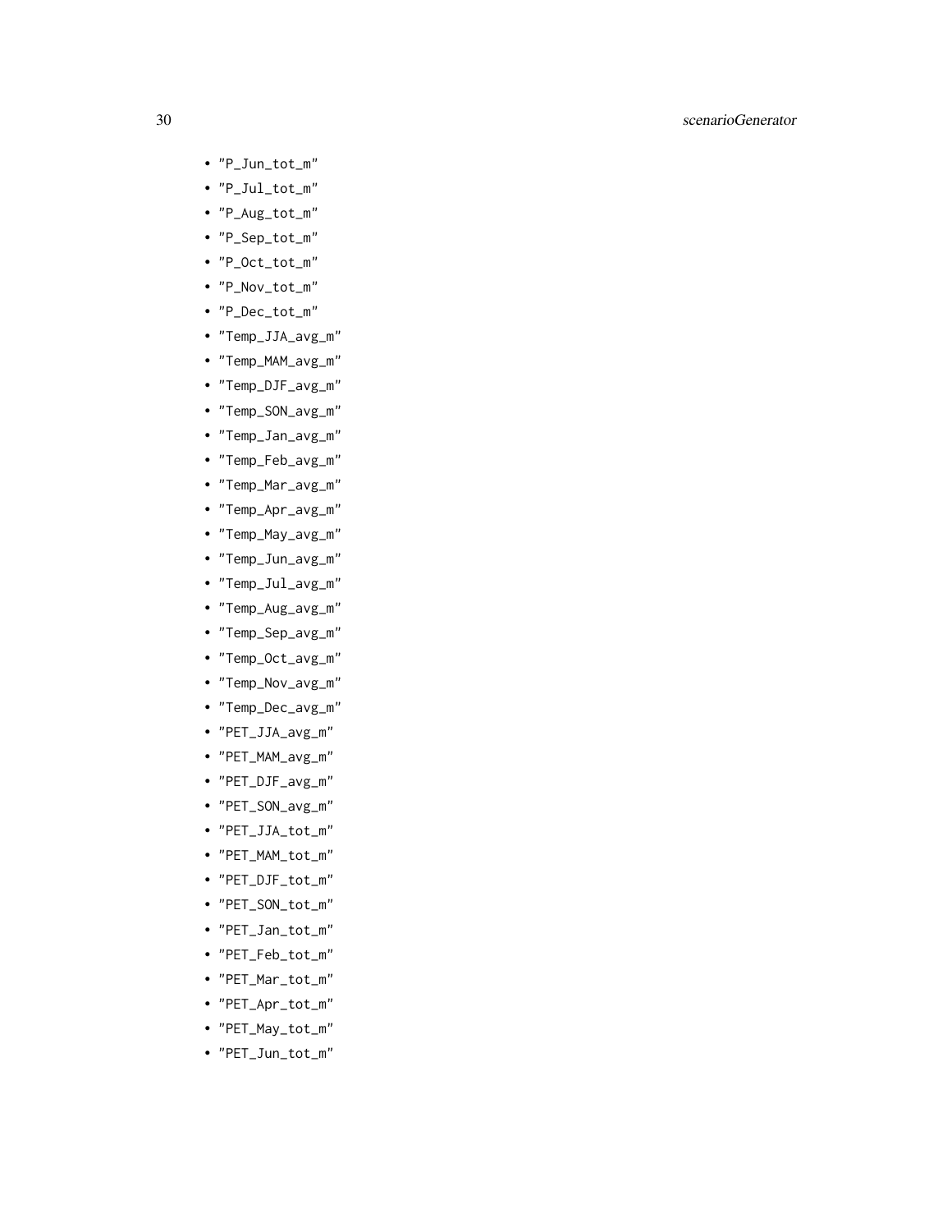- "P_Jun_tot_m"
- "P_Jul_tot_m"
- "P_Aug_tot_m"
- "P_Sep_tot_m"
- "P_Oct_tot_m"
- "P_Nov_tot_m"
- "P_Dec_tot_m"
- "Temp_JJA_avg_m"
- "Temp_MAM_avg_m"
- "Temp_DJF_avg_m"
- "Temp_SON_avg_m"
- "Temp_Jan_avg_m"
- "Temp_Feb_avg_m"
- "Temp_Mar_avg_m"
- "Temp_Apr_avg_m"
- "Temp_May_avg_m"
- "Temp_Jun_avg_m"
- "Temp_Jul_avg_m"
- "Temp_Aug_avg_m"
- "Temp_Sep_avg_m"
- "Temp_Oct_avg_m"
- "Temp_Nov_avg_m"
- "Temp_Dec_avg_m"
- "PET_JJA_avg_m"
- "PET_MAM_avg_m"
- "PET_DJF_avg_m"
- "PET_SON_avg_m"
- "PET_JJA_tot_m"
- "PET_MAM_tot_m"
- "PET_DJF_tot_m"
- "PET_SON_tot_m"
- "PET_Jan_tot_m"
- "PET_Feb_tot_m"
- "PET_Mar_tot_m"
- "PET_Apr_tot_m"
- "PET_May_tot_m"
- "PET_Jun_tot_m"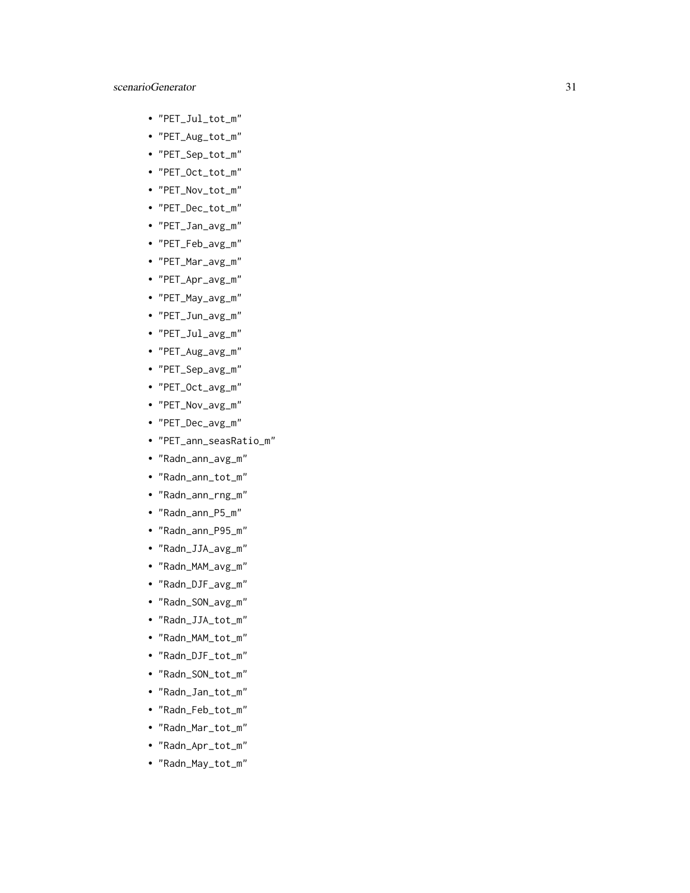- "PET_Jul_tot_m"
- "PET_Aug_tot_m"
- "PET_Sep_tot_m"
- "PET_Oct_tot_m"
- "PET_Nov_tot_m"
- "PET_Dec_tot_m"
- "PET_Jan_avg_m"
- "PET_Feb_avg_m"
- "PET_Mar_avg_m"
- "PET_Apr_avg_m"
- "PET_May_avg_m"
- "PET_Jun_avg_m"
- "PET_Jul_avg_m"
- "PET_Aug_avg_m"
- "PET_Sep_avg_m"
- "PET_Oct_avg_m"
- "PET_Nov_avg_m"
- "PET_Dec_avg_m"
- "PET_ann_seasRatio_m"
- "Radn_ann_avg_m"
- "Radn_ann_tot_m"
- "Radn_ann_rng_m"
- "Radn_ann_P5_m"
- "Radn_ann_P95_m"
- "Radn_JJA_avg_m"
- "Radn_MAM_avg_m"
- "Radn_DJF_avg_m"
- "Radn_SON_avg_m"
- "Radn_JJA_tot_m"
- "Radn_MAM_tot_m"
- "Radn_DJF_tot_m"
- "Radn_SON_tot_m"
- "Radn_Jan_tot_m"
- "Radn_Feb_tot_m"
- "Radn_Mar_tot_m"
- "Radn_Apr_tot_m"
- "Radn_May_tot_m"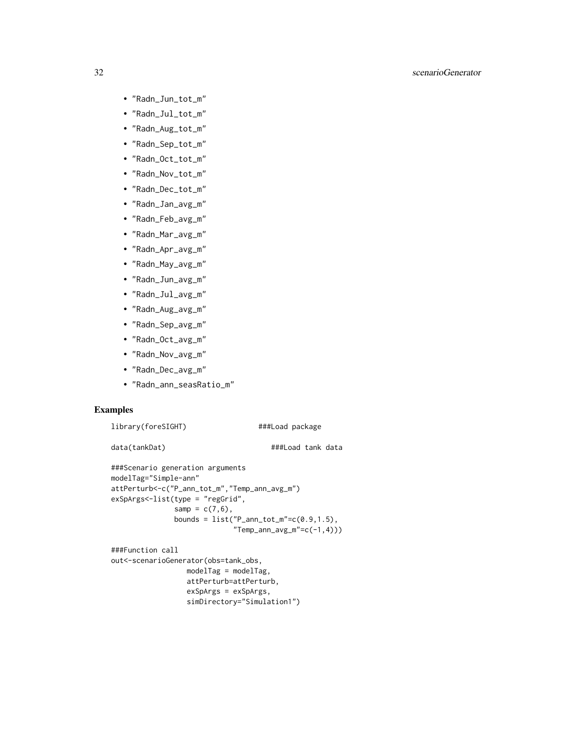- "Radn_Jun_tot_m"
- "Radn_Jul_tot_m"
- "Radn_Aug_tot_m"
- "Radn_Sep_tot_m"
- "Radn_Oct_tot_m"
- "Radn_Nov_tot_m"
- "Radn_Dec_tot_m"
- "Radn_Jan_avg_m"
- "Radn_Feb_avg_m"
- "Radn_Mar_avg_m"
- "Radn_Apr_avg_m"
- "Radn_May_avg_m"
- "Radn_Jun_avg_m"
- "Radn_Jul_avg_m"
- "Radn_Aug_avg_m"
- "Radn_Sep_avg_m"
- "Radn_Oct_avg_m"
- "Radn_Nov_avg_m"
- "Radn_Dec_avg_m"
- "Radn_ann_seasRatio_m"

## Examples

```
library(foreSIGHT)                ###Load package

data(tankDat)                        ###Load tank data

###Scenario generation arguments
modelTag="Simple-ann"
attPerturb<-c("P_ann_tot_m","Temp_ann_avg_m")
exSpArgs<-list(type = "regGrid",
               samp = c(7,6),
               bounds = list("P_ann_tot_m"=c(0.9,1.5),
                             "Temp_ann_avg_m"=c(-1,4)))

###Function call
out<-scenarioGenerator(obs=tank_obs,
                  modelTag = modelTag,
                  attPerturb=attPerturb,
                  exSpArgs = exSpArgs,
                  simDirectory="Simulation1")
```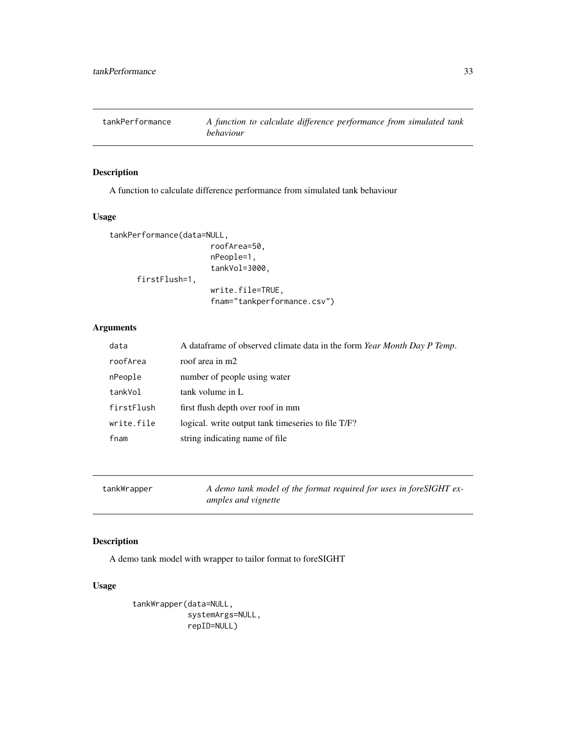## tankPerformance

*A function to calculate difference performance from simulated tank behaviour*

### Description

A function to calculate difference performance from simulated tank behaviour

### Usage

```
tankPerformance(data=NULL,
                    roofArea=50,
                    nPeople=1,
                    tankVol=3000,
      firstFlush=1,
                    write.file=TRUE,
                    fnam="tankperformance.csv")
```

### Arguments

| | |
|---|---|
| data | A dataframe of observed climate data in the form *Year Month Day P Temp*. |
| roofArea | roof area in m2 |
| nPeople | number of people using water |
| tankVol | tank volume in L |
| firstFlush | first flush depth over roof in mm |
| write.file | logical. write output tank timeseries to file T/F? |
| fnam | string indicating name of file |

## tankWrapper

*A demo tank model of the format required for uses in foreSIGHT examples and vignette*

### Description

A demo tank model with wrapper to tailor format to foreSIGHT

### Usage

```
tankWrapper(data=NULL,
            systemArgs=NULL,
            repID=NULL)
```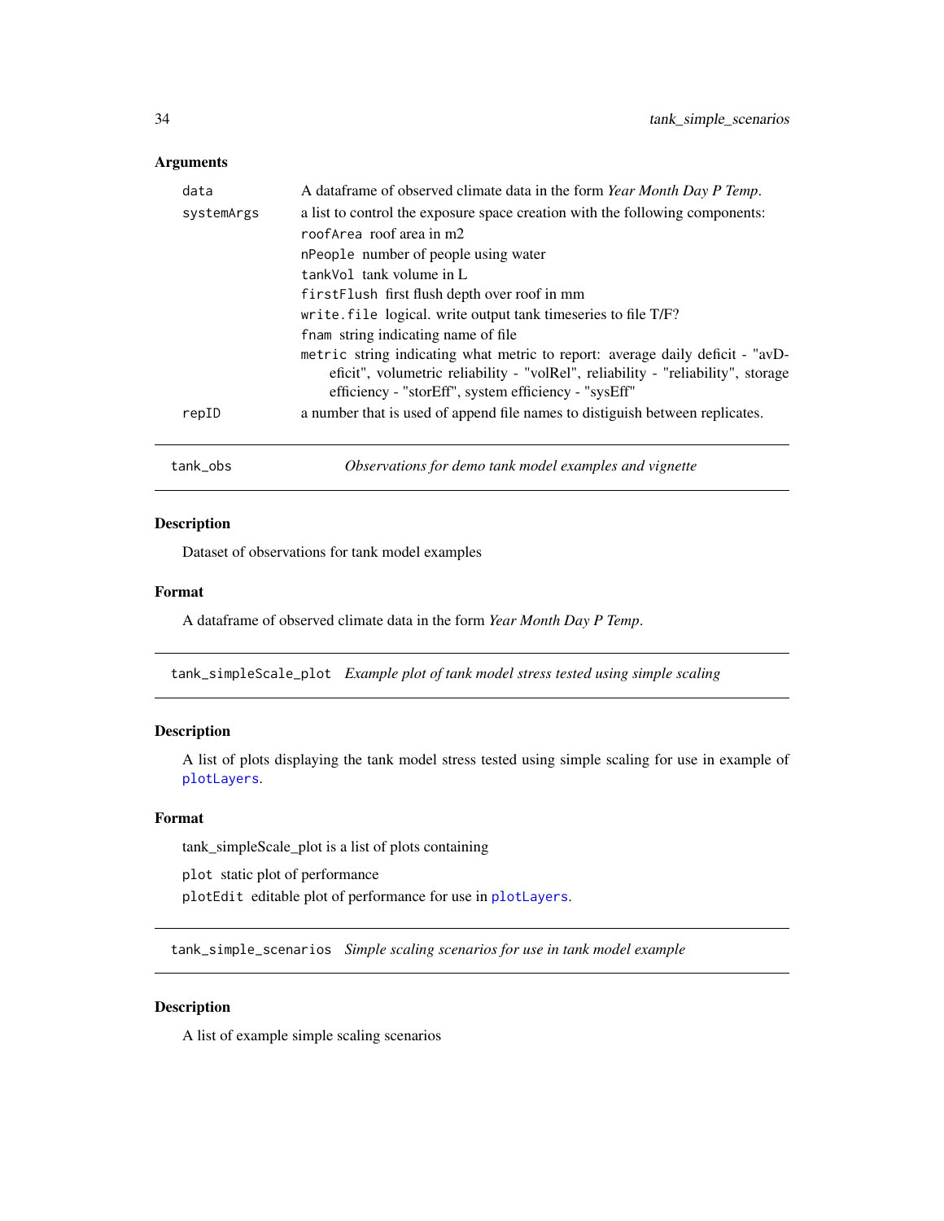### Arguments

| | |
|---|---|
| `data` | A dataframe of observed climate data in the form *Year Month Day P Temp*. |
| `systemArgs` | a list to control the exposure space creation with the following components: |
| | `roofArea` roof area in m2 |
| | `nPeople` number of people using water |
| | `tankVol` tank volume in L |
| | `firstFlush` first flush depth over roof in mm |
| | `write.file` logical. write output tank timeseries to file T/F? |
| | `fnam` string indicating name of file |
| | `metric` string indicating what metric to report: average daily deficit - "avDeficit", volumetric reliability - "volRel", reliability - "reliability", storage efficiency - "storEff", system efficiency - "sysEff" |
| `repID` | a number that is used of append file names to distiguish between replicates. |

---

## `tank_obs` *Observations for demo tank model examples and vignette*

### Description

Dataset of observations for tank model examples

### Format

A dataframe of observed climate data in the form *Year Month Day P Temp*.

---

## `tank_simpleScale_plot` *Example plot of tank model stress tested using simple scaling*

### Description

A list of plots displaying the tank model stress tested using simple scaling for use in example of `plotLayers`.

### Format

tank_simpleScale_plot is a list of plots containing

`plot` static plot of performance

`plotEdit` editable plot of performance for use in `plotLayers`.

---

## `tank_simple_scenarios` *Simple scaling scenarios for use in tank model example*

### Description

A list of example simple scaling scenarios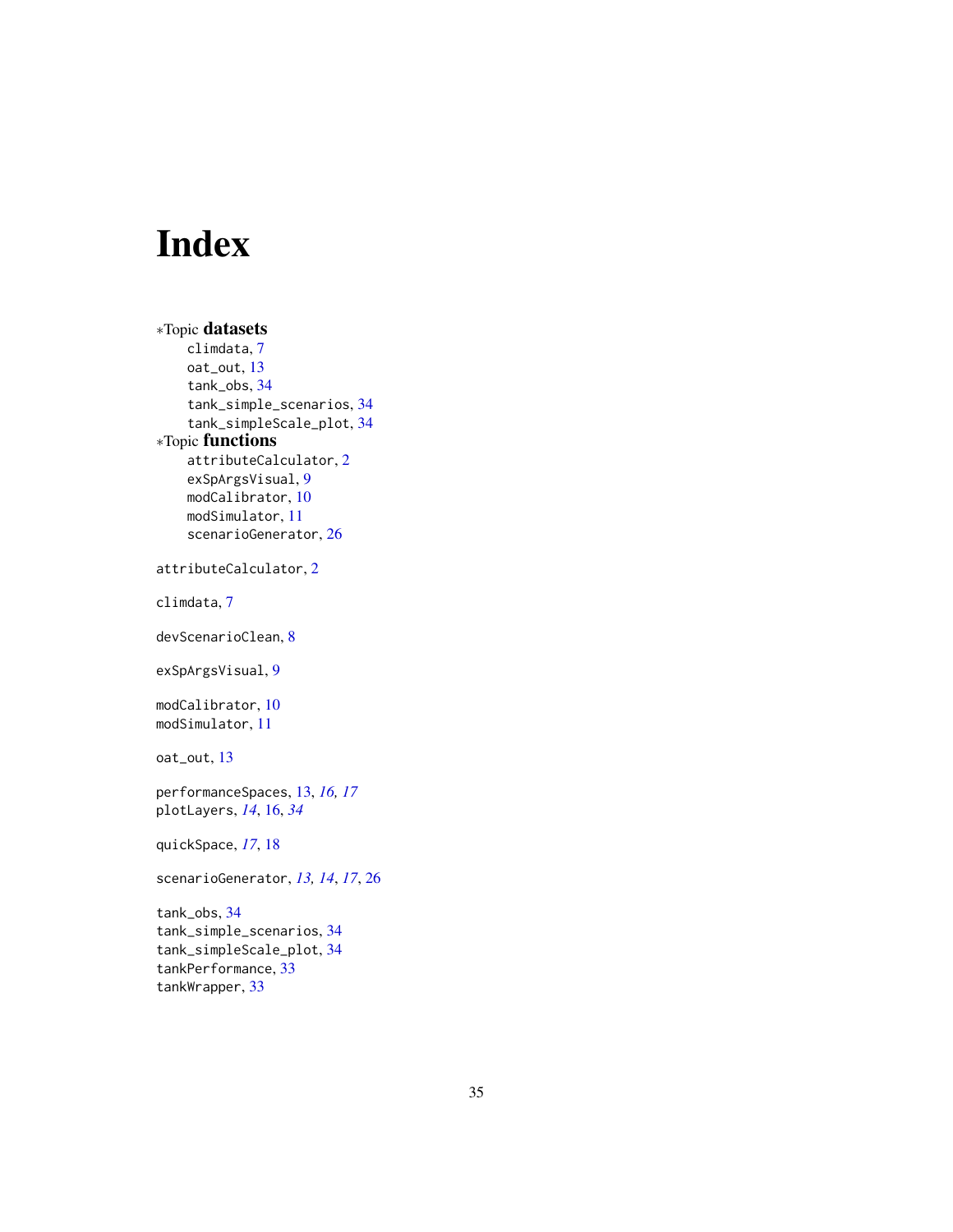# Index

*Topic **datasets**
- climdata, 7
- oat_out, 13
- tank_obs, 34
- tank_simple_scenarios, 34
- tank_simpleScale_plot, 34

*Topic **functions**
- attributeCalculator, 2
- exSpArgsVisual, 9
- modCalibrator, 10
- modSimulator, 11
- scenarioGenerator, 26

attributeCalculator, 2

climdata, 7

devScenarioClean, 8

exSpArgsVisual, 9

modCalibrator, 10
modSimulator, 11

oat_out, 13

performanceSpaces, 13, *16, 17*
plotLayers, *14*, 16, *34*

quickSpace, *17*, 18

scenarioGenerator, *13, 14*, *17*, 26

tank_obs, 34
tank_simple_scenarios, 34
tank_simpleScale_plot, 34
tankPerformance, 33
tankWrapper, 33